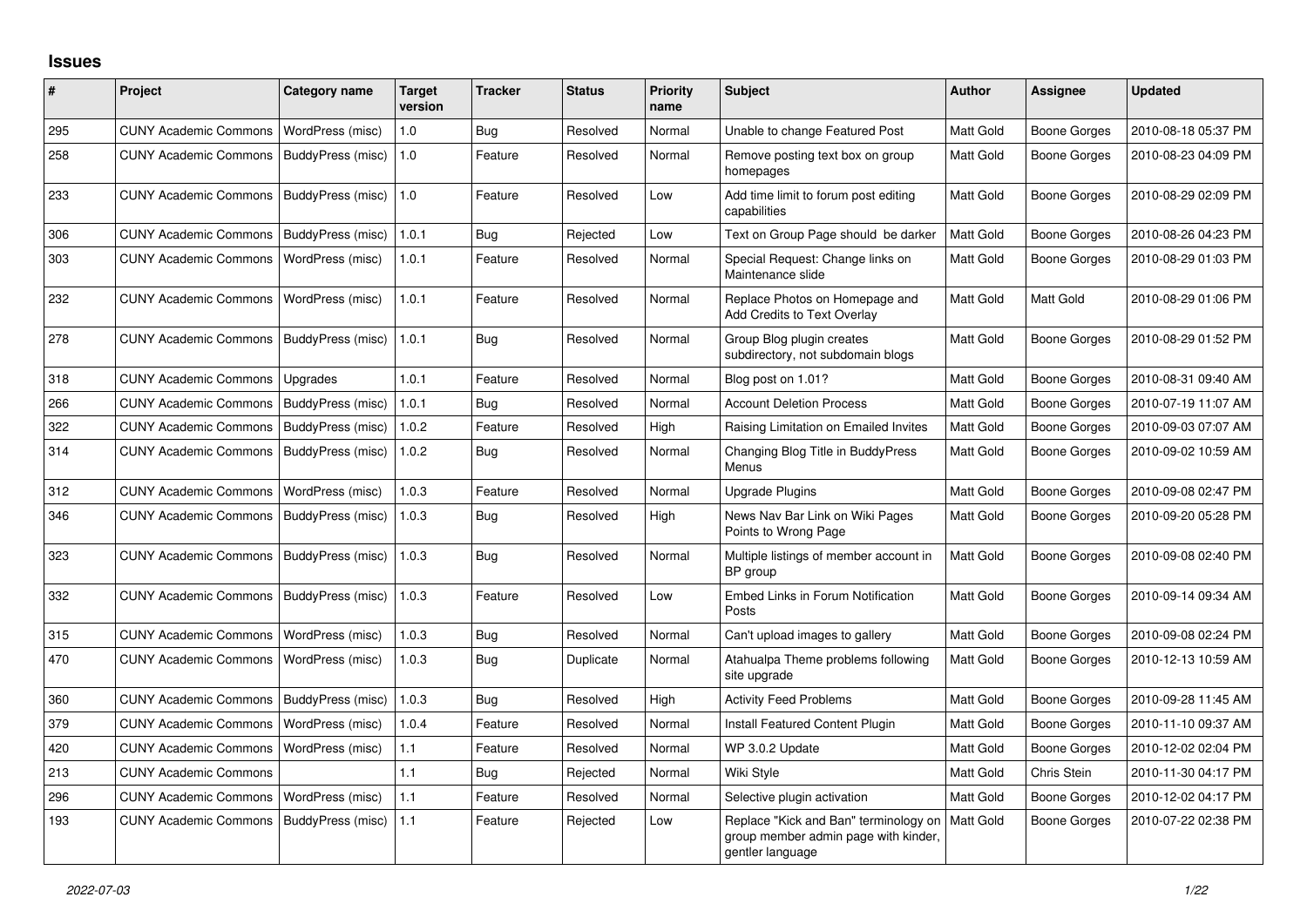## Issues

| # | Project | Category name | Target version | Tracker | Status | Priority name | Subject | Author | Assignee | Updated |
|---|---|---|---|---|---|---|---|---|---|---|
| 295 | CUNY Academic Commons | WordPress (misc) | 1.0 | Bug | Resolved | Normal | Unable to change Featured Post | Matt Gold | Boone Gorges | 2010-08-18 05:37 PM |
| 258 | CUNY Academic Commons | BuddyPress (misc) | 1.0 | Feature | Resolved | Normal | Remove posting text box on group homepages | Matt Gold | Boone Gorges | 2010-08-23 04:09 PM |
| 233 | CUNY Academic Commons | BuddyPress (misc) | 1.0 | Feature | Resolved | Low | Add time limit to forum post editing capabilities | Matt Gold | Boone Gorges | 2010-08-29 02:09 PM |
| 306 | CUNY Academic Commons | BuddyPress (misc) | 1.0.1 | Bug | Rejected | Low | Text on Group Page should be darker | Matt Gold | Boone Gorges | 2010-08-26 04:23 PM |
| 303 | CUNY Academic Commons | WordPress (misc) | 1.0.1 | Feature | Resolved | Normal | Special Request: Change links on Maintenance slide | Matt Gold | Boone Gorges | 2010-08-29 01:03 PM |
| 232 | CUNY Academic Commons | WordPress (misc) | 1.0.1 | Feature | Resolved | Normal | Replace Photos on Homepage and Add Credits to Text Overlay | Matt Gold | Matt Gold | 2010-08-29 01:06 PM |
| 278 | CUNY Academic Commons | BuddyPress (misc) | 1.0.1 | Bug | Resolved | Normal | Group Blog plugin creates subdirectory, not subdomain blogs | Matt Gold | Boone Gorges | 2010-08-29 01:52 PM |
| 318 | CUNY Academic Commons | Upgrades | 1.0.1 | Feature | Resolved | Normal | Blog post on 1.01? | Matt Gold | Boone Gorges | 2010-08-31 09:40 AM |
| 266 | CUNY Academic Commons | BuddyPress (misc) | 1.0.1 | Bug | Resolved | Normal | Account Deletion Process | Matt Gold | Boone Gorges | 2010-07-19 11:07 AM |
| 322 | CUNY Academic Commons | BuddyPress (misc) | 1.0.2 | Feature | Resolved | High | Raising Limitation on Emailed Invites | Matt Gold | Boone Gorges | 2010-09-03 07:07 AM |
| 314 | CUNY Academic Commons | BuddyPress (misc) | 1.0.2 | Bug | Resolved | Normal | Changing Blog Title in BuddyPress Menus | Matt Gold | Boone Gorges | 2010-09-02 10:59 AM |
| 312 | CUNY Academic Commons | WordPress (misc) | 1.0.3 | Feature | Resolved | Normal | Upgrade Plugins | Matt Gold | Boone Gorges | 2010-09-08 02:47 PM |
| 346 | CUNY Academic Commons | BuddyPress (misc) | 1.0.3 | Bug | Resolved | High | News Nav Bar Link on Wiki Pages Points to Wrong Page | Matt Gold | Boone Gorges | 2010-09-20 05:28 PM |
| 323 | CUNY Academic Commons | BuddyPress (misc) | 1.0.3 | Bug | Resolved | Normal | Multiple listings of member account in BP group | Matt Gold | Boone Gorges | 2010-09-08 02:40 PM |
| 332 | CUNY Academic Commons | BuddyPress (misc) | 1.0.3 | Feature | Resolved | Low | Embed Links in Forum Notification Posts | Matt Gold | Boone Gorges | 2010-09-14 09:34 AM |
| 315 | CUNY Academic Commons | WordPress (misc) | 1.0.3 | Bug | Resolved | Normal | Can't upload images to gallery | Matt Gold | Boone Gorges | 2010-09-08 02:24 PM |
| 470 | CUNY Academic Commons | WordPress (misc) | 1.0.3 | Bug | Duplicate | Normal | Atahualpa Theme problems following site upgrade | Matt Gold | Boone Gorges | 2010-12-13 10:59 AM |
| 360 | CUNY Academic Commons | BuddyPress (misc) | 1.0.3 | Bug | Resolved | High | Activity Feed Problems | Matt Gold | Boone Gorges | 2010-09-28 11:45 AM |
| 379 | CUNY Academic Commons | WordPress (misc) | 1.0.4 | Feature | Resolved | Normal | Install Featured Content Plugin | Matt Gold | Boone Gorges | 2010-11-10 09:37 AM |
| 420 | CUNY Academic Commons | WordPress (misc) | 1.1 | Feature | Resolved | Normal | WP 3.0.2 Update | Matt Gold | Boone Gorges | 2010-12-02 02:04 PM |
| 213 | CUNY Academic Commons | | 1.1 | Bug | Rejected | Normal | Wiki Style | Matt Gold | Chris Stein | 2010-11-30 04:17 PM |
| 296 | CUNY Academic Commons | WordPress (misc) | 1.1 | Feature | Resolved | Normal | Selective plugin activation | Matt Gold | Boone Gorges | 2010-12-02 04:17 PM |
| 193 | CUNY Academic Commons | BuddyPress (misc) | 1.1 | Feature | Rejected | Low | Replace "Kick and Ban" terminology on group member admin page with kinder, gentler language | Matt Gold | Boone Gorges | 2010-07-22 02:38 PM |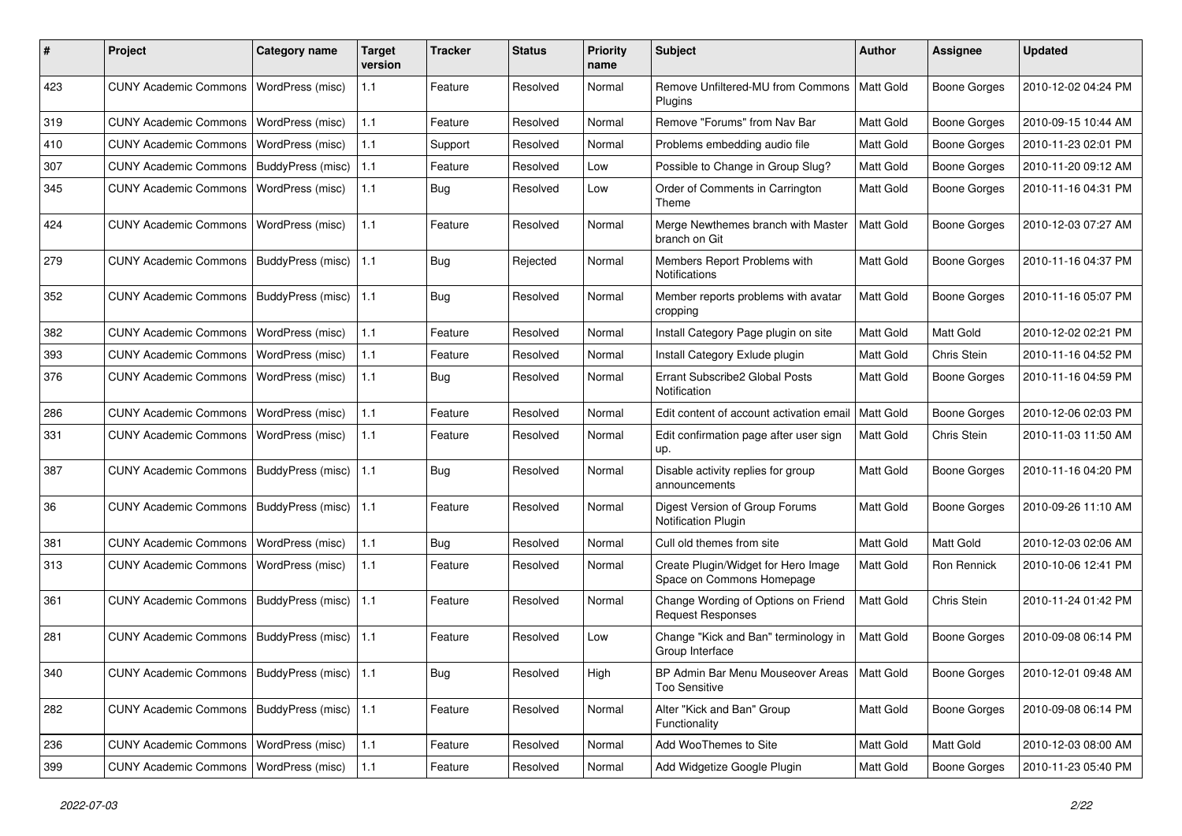| # | Project | Category name | Target version | Tracker | Status | Priority name | Subject | Author | Assignee | Updated |
|---|---|---|---|---|---|---|---|---|---|---|
| 423 | CUNY Academic Commons | WordPress (misc) | 1.1 | Feature | Resolved | Normal | Remove Unfiltered-MU from Commons Plugins | Matt Gold | Boone Gorges | 2010-12-02 04:24 PM |
| 319 | CUNY Academic Commons | WordPress (misc) | 1.1 | Feature | Resolved | Normal | Remove "Forums" from Nav Bar | Matt Gold | Boone Gorges | 2010-09-15 10:44 AM |
| 410 | CUNY Academic Commons | WordPress (misc) | 1.1 | Support | Resolved | Normal | Problems embedding audio file | Matt Gold | Boone Gorges | 2010-11-23 02:01 PM |
| 307 | CUNY Academic Commons | BuddyPress (misc) | 1.1 | Feature | Resolved | Low | Possible to Change in Group Slug? | Matt Gold | Boone Gorges | 2010-11-20 09:12 AM |
| 345 | CUNY Academic Commons | WordPress (misc) | 1.1 | Bug | Resolved | Low | Order of Comments in Carrington Theme | Matt Gold | Boone Gorges | 2010-11-16 04:31 PM |
| 424 | CUNY Academic Commons | WordPress (misc) | 1.1 | Feature | Resolved | Normal | Merge Newthemes branch with Master branch on Git | Matt Gold | Boone Gorges | 2010-12-03 07:27 AM |
| 279 | CUNY Academic Commons | BuddyPress (misc) | 1.1 | Bug | Rejected | Normal | Members Report Problems with Notifications | Matt Gold | Boone Gorges | 2010-11-16 04:37 PM |
| 352 | CUNY Academic Commons | BuddyPress (misc) | 1.1 | Bug | Resolved | Normal | Member reports problems with avatar cropping | Matt Gold | Boone Gorges | 2010-11-16 05:07 PM |
| 382 | CUNY Academic Commons | WordPress (misc) | 1.1 | Feature | Resolved | Normal | Install Category Page plugin on site | Matt Gold | Matt Gold | 2010-12-02 02:21 PM |
| 393 | CUNY Academic Commons | WordPress (misc) | 1.1 | Feature | Resolved | Normal | Install Category Exlude plugin | Matt Gold | Chris Stein | 2010-11-16 04:52 PM |
| 376 | CUNY Academic Commons | WordPress (misc) | 1.1 | Bug | Resolved | Normal | Errant Subscribe2 Global Posts Notification | Matt Gold | Boone Gorges | 2010-11-16 04:59 PM |
| 286 | CUNY Academic Commons | WordPress (misc) | 1.1 | Feature | Resolved | Normal | Edit content of account activation email | Matt Gold | Boone Gorges | 2010-12-06 02:03 PM |
| 331 | CUNY Academic Commons | WordPress (misc) | 1.1 | Feature | Resolved | Normal | Edit confirmation page after user sign up. | Matt Gold | Chris Stein | 2010-11-03 11:50 AM |
| 387 | CUNY Academic Commons | BuddyPress (misc) | 1.1 | Bug | Resolved | Normal | Disable activity replies for group announcements | Matt Gold | Boone Gorges | 2010-11-16 04:20 PM |
| 36 | CUNY Academic Commons | BuddyPress (misc) | 1.1 | Feature | Resolved | Normal | Digest Version of Group Forums Notification Plugin | Matt Gold | Boone Gorges | 2010-09-26 11:10 AM |
| 381 | CUNY Academic Commons | WordPress (misc) | 1.1 | Bug | Resolved | Normal | Cull old themes from site | Matt Gold | Matt Gold | 2010-12-03 02:06 AM |
| 313 | CUNY Academic Commons | WordPress (misc) | 1.1 | Feature | Resolved | Normal | Create Plugin/Widget for Hero Image Space on Commons Homepage | Matt Gold | Ron Rennick | 2010-10-06 12:41 PM |
| 361 | CUNY Academic Commons | BuddyPress (misc) | 1.1 | Feature | Resolved | Normal | Change Wording of Options on Friend Request Responses | Matt Gold | Chris Stein | 2010-11-24 01:42 PM |
| 281 | CUNY Academic Commons | BuddyPress (misc) | 1.1 | Feature | Resolved | Low | Change "Kick and Ban" terminology in Group Interface | Matt Gold | Boone Gorges | 2010-09-08 06:14 PM |
| 340 | CUNY Academic Commons | BuddyPress (misc) | 1.1 | Bug | Resolved | High | BP Admin Bar Menu Mouseover Areas Too Sensitive | Matt Gold | Boone Gorges | 2010-12-01 09:48 AM |
| 282 | CUNY Academic Commons | BuddyPress (misc) | 1.1 | Feature | Resolved | Normal | Alter "Kick and Ban" Group Functionality | Matt Gold | Boone Gorges | 2010-09-08 06:14 PM |
| 236 | CUNY Academic Commons | WordPress (misc) | 1.1 | Feature | Resolved | Normal | Add WooThemes to Site | Matt Gold | Matt Gold | 2010-12-03 08:00 AM |
| 399 | CUNY Academic Commons | WordPress (misc) | 1.1 | Feature | Resolved | Normal | Add Widgetize Google Plugin | Matt Gold | Boone Gorges | 2010-11-23 05:40 PM |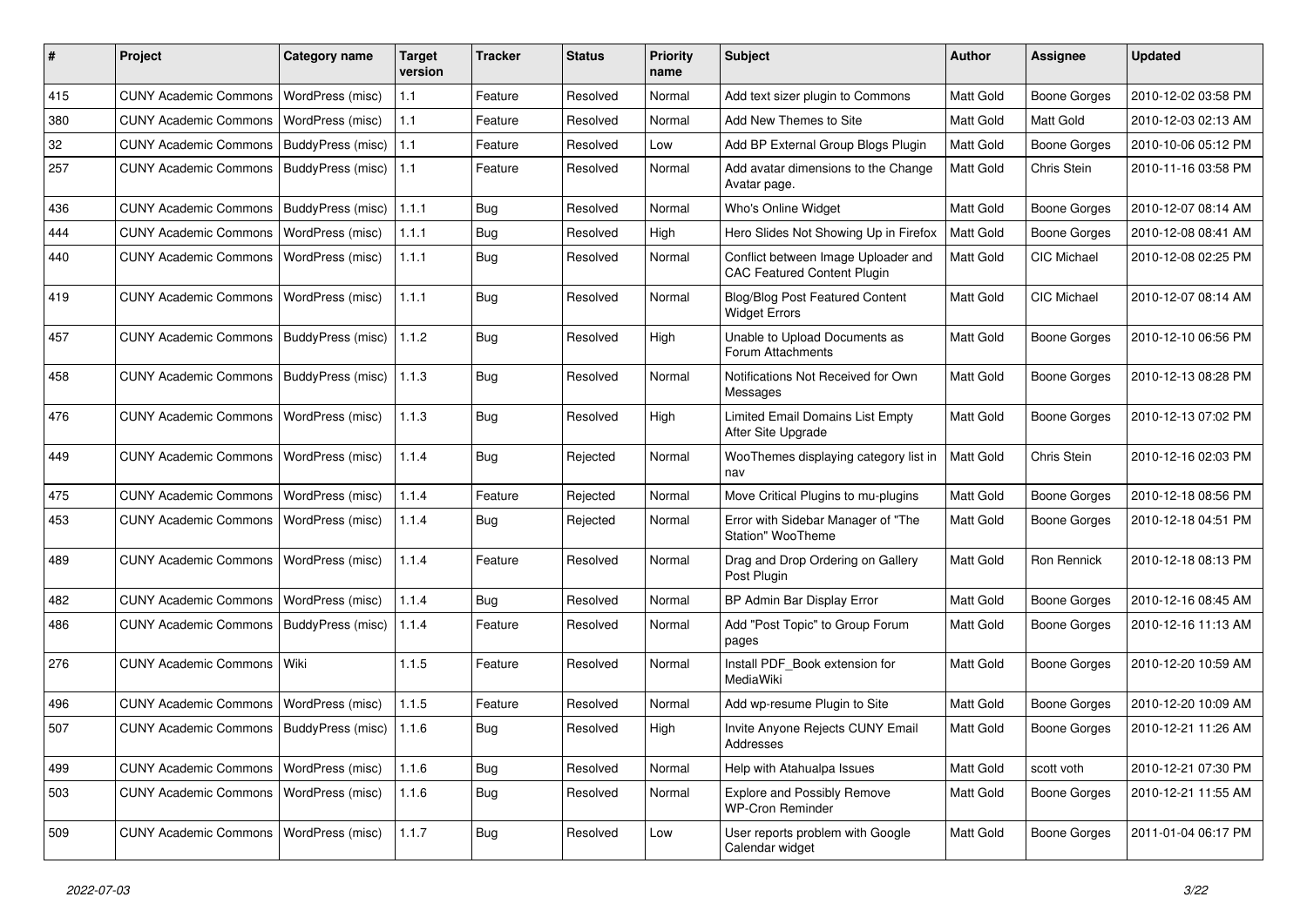| # | Project | Category name | Target version | Tracker | Status | Priority name | Subject | Author | Assignee | Updated |
|---|---|---|---|---|---|---|---|---|---|---|
| 415 | CUNY Academic Commons | WordPress (misc) | 1.1 | Feature | Resolved | Normal | Add text sizer plugin to Commons | Matt Gold | Boone Gorges | 2010-12-02 03:58 PM |
| 380 | CUNY Academic Commons | WordPress (misc) | 1.1 | Feature | Resolved | Normal | Add New Themes to Site | Matt Gold | Matt Gold | 2010-12-03 02:13 AM |
| 32 | CUNY Academic Commons | BuddyPress (misc) | 1.1 | Feature | Resolved | Low | Add BP External Group Blogs Plugin | Matt Gold | Boone Gorges | 2010-10-06 05:12 PM |
| 257 | CUNY Academic Commons | BuddyPress (misc) | 1.1 | Feature | Resolved | Normal | Add avatar dimensions to the Change Avatar page. | Matt Gold | Chris Stein | 2010-11-16 03:58 PM |
| 436 | CUNY Academic Commons | BuddyPress (misc) | 1.1.1 | Bug | Resolved | Normal | Who's Online Widget | Matt Gold | Boone Gorges | 2010-12-07 08:14 AM |
| 444 | CUNY Academic Commons | WordPress (misc) | 1.1.1 | Bug | Resolved | High | Hero Slides Not Showing Up in Firefox | Matt Gold | Boone Gorges | 2010-12-08 08:41 AM |
| 440 | CUNY Academic Commons | WordPress (misc) | 1.1.1 | Bug | Resolved | Normal | Conflict between Image Uploader and CAC Featured Content Plugin | Matt Gold | CIC Michael | 2010-12-08 02:25 PM |
| 419 | CUNY Academic Commons | WordPress (misc) | 1.1.1 | Bug | Resolved | Normal | Blog/Blog Post Featured Content Widget Errors | Matt Gold | CIC Michael | 2010-12-07 08:14 AM |
| 457 | CUNY Academic Commons | BuddyPress (misc) | 1.1.2 | Bug | Resolved | High | Unable to Upload Documents as Forum Attachments | Matt Gold | Boone Gorges | 2010-12-10 06:56 PM |
| 458 | CUNY Academic Commons | BuddyPress (misc) | 1.1.3 | Bug | Resolved | Normal | Notifications Not Received for Own Messages | Matt Gold | Boone Gorges | 2010-12-13 08:28 PM |
| 476 | CUNY Academic Commons | WordPress (misc) | 1.1.3 | Bug | Resolved | High | Limited Email Domains List Empty After Site Upgrade | Matt Gold | Boone Gorges | 2010-12-13 07:02 PM |
| 449 | CUNY Academic Commons | WordPress (misc) | 1.1.4 | Bug | Rejected | Normal | WooThemes displaying category list in nav | Matt Gold | Chris Stein | 2010-12-16 02:03 PM |
| 475 | CUNY Academic Commons | WordPress (misc) | 1.1.4 | Feature | Rejected | Normal | Move Critical Plugins to mu-plugins | Matt Gold | Boone Gorges | 2010-12-18 08:56 PM |
| 453 | CUNY Academic Commons | WordPress (misc) | 1.1.4 | Bug | Rejected | Normal | Error with Sidebar Manager of "The Station" WooTheme | Matt Gold | Boone Gorges | 2010-12-18 04:51 PM |
| 489 | CUNY Academic Commons | WordPress (misc) | 1.1.4 | Feature | Resolved | Normal | Drag and Drop Ordering on Gallery Post Plugin | Matt Gold | Ron Rennick | 2010-12-18 08:13 PM |
| 482 | CUNY Academic Commons | WordPress (misc) | 1.1.4 | Bug | Resolved | Normal | BP Admin Bar Display Error | Matt Gold | Boone Gorges | 2010-12-16 08:45 AM |
| 486 | CUNY Academic Commons | BuddyPress (misc) | 1.1.4 | Feature | Resolved | Normal | Add "Post Topic" to Group Forum pages | Matt Gold | Boone Gorges | 2010-12-16 11:13 AM |
| 276 | CUNY Academic Commons | Wiki | 1.1.5 | Feature | Resolved | Normal | Install PDF_Book extension for MediaWiki | Matt Gold | Boone Gorges | 2010-12-20 10:59 AM |
| 496 | CUNY Academic Commons | WordPress (misc) | 1.1.5 | Feature | Resolved | Normal | Add wp-resume Plugin to Site | Matt Gold | Boone Gorges | 2010-12-20 10:09 AM |
| 507 | CUNY Academic Commons | BuddyPress (misc) | 1.1.6 | Bug | Resolved | High | Invite Anyone Rejects CUNY Email Addresses | Matt Gold | Boone Gorges | 2010-12-21 11:26 AM |
| 499 | CUNY Academic Commons | WordPress (misc) | 1.1.6 | Bug | Resolved | Normal | Help with Atahualpa Issues | Matt Gold | scott voth | 2010-12-21 07:30 PM |
| 503 | CUNY Academic Commons | WordPress (misc) | 1.1.6 | Bug | Resolved | Normal | Explore and Possibly Remove WP-Cron Reminder | Matt Gold | Boone Gorges | 2010-12-21 11:55 AM |
| 509 | CUNY Academic Commons | WordPress (misc) | 1.1.7 | Bug | Resolved | Low | User reports problem with Google Calendar widget | Matt Gold | Boone Gorges | 2011-01-04 06:17 PM |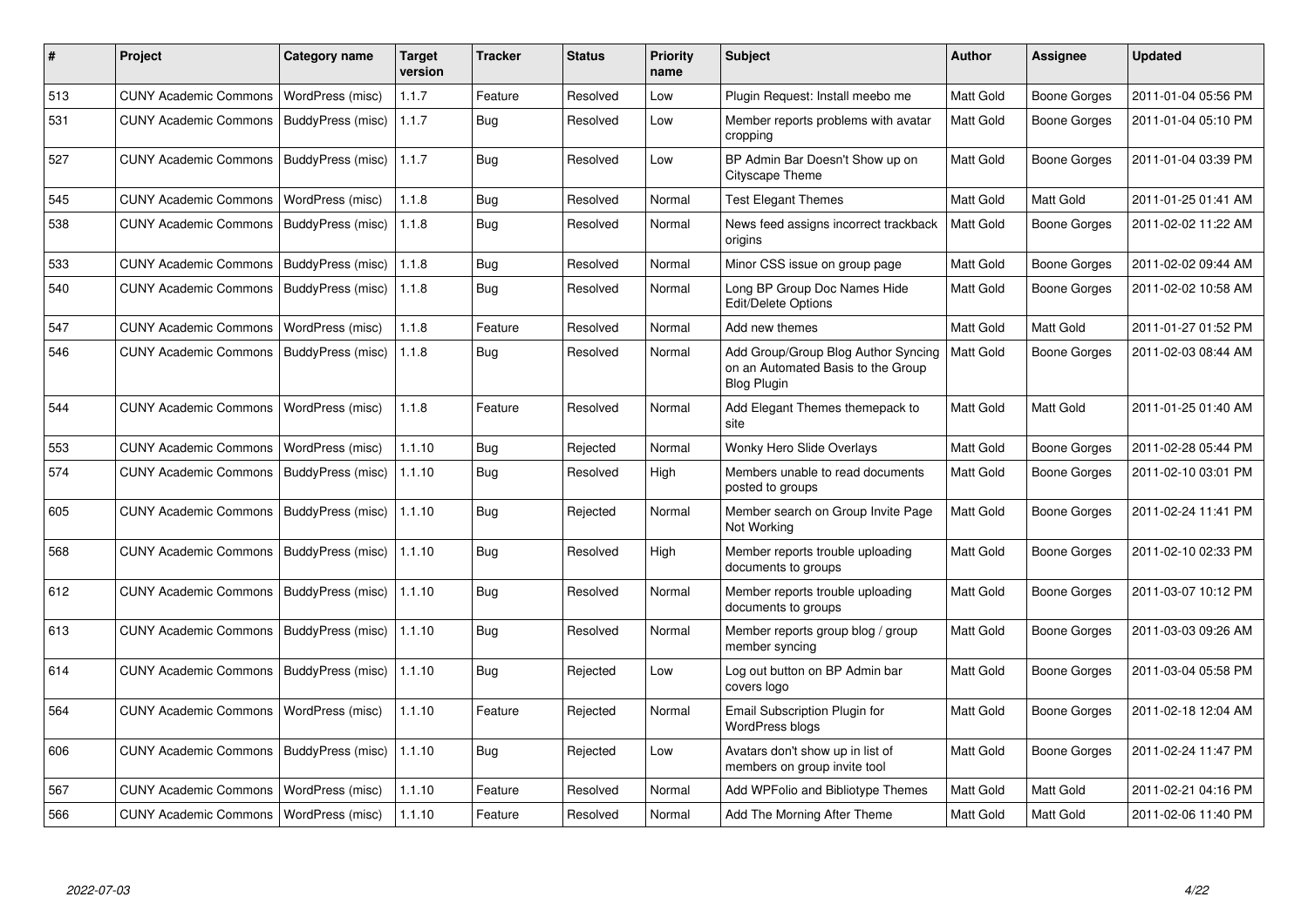| # | Project | Category name | Target version | Tracker | Status | Priority name | Subject | Author | Assignee | Updated |
|---|---|---|---|---|---|---|---|---|---|---|
| 513 | CUNY Academic Commons | WordPress (misc) | 1.1.7 | Feature | Resolved | Low | Plugin Request: Install meebo me | Matt Gold | Boone Gorges | 2011-01-04 05:56 PM |
| 531 | CUNY Academic Commons | BuddyPress (misc) | 1.1.7 | Bug | Resolved | Low | Member reports problems with avatar cropping | Matt Gold | Boone Gorges | 2011-01-04 05:10 PM |
| 527 | CUNY Academic Commons | BuddyPress (misc) | 1.1.7 | Bug | Resolved | Low | BP Admin Bar Doesn't Show up on Cityscape Theme | Matt Gold | Boone Gorges | 2011-01-04 03:39 PM |
| 545 | CUNY Academic Commons | WordPress (misc) | 1.1.8 | Bug | Resolved | Normal | Test Elegant Themes | Matt Gold | Matt Gold | 2011-01-25 01:41 AM |
| 538 | CUNY Academic Commons | BuddyPress (misc) | 1.1.8 | Bug | Resolved | Normal | News feed assigns incorrect trackback origins | Matt Gold | Boone Gorges | 2011-02-02 11:22 AM |
| 533 | CUNY Academic Commons | BuddyPress (misc) | 1.1.8 | Bug | Resolved | Normal | Minor CSS issue on group page | Matt Gold | Boone Gorges | 2011-02-02 09:44 AM |
| 540 | CUNY Academic Commons | BuddyPress (misc) | 1.1.8 | Bug | Resolved | Normal | Long BP Group Doc Names Hide Edit/Delete Options | Matt Gold | Boone Gorges | 2011-02-02 10:58 AM |
| 547 | CUNY Academic Commons | WordPress (misc) | 1.1.8 | Feature | Resolved | Normal | Add new themes | Matt Gold | Matt Gold | 2011-01-27 01:52 PM |
| 546 | CUNY Academic Commons | BuddyPress (misc) | 1.1.8 | Bug | Resolved | Normal | Add Group/Group Blog Author Syncing on an Automated Basis to the Group Blog Plugin | Matt Gold | Boone Gorges | 2011-02-03 08:44 AM |
| 544 | CUNY Academic Commons | WordPress (misc) | 1.1.8 | Feature | Resolved | Normal | Add Elegant Themes themepack to site | Matt Gold | Matt Gold | 2011-01-25 01:40 AM |
| 553 | CUNY Academic Commons | WordPress (misc) | 1.1.10 | Bug | Rejected | Normal | Wonky Hero Slide Overlays | Matt Gold | Boone Gorges | 2011-02-28 05:44 PM |
| 574 | CUNY Academic Commons | BuddyPress (misc) | 1.1.10 | Bug | Resolved | High | Members unable to read documents posted to groups | Matt Gold | Boone Gorges | 2011-02-10 03:01 PM |
| 605 | CUNY Academic Commons | BuddyPress (misc) | 1.1.10 | Bug | Rejected | Normal | Member search on Group Invite Page Not Working | Matt Gold | Boone Gorges | 2011-02-24 11:41 PM |
| 568 | CUNY Academic Commons | BuddyPress (misc) | 1.1.10 | Bug | Resolved | High | Member reports trouble uploading documents to groups | Matt Gold | Boone Gorges | 2011-02-10 02:33 PM |
| 612 | CUNY Academic Commons | BuddyPress (misc) | 1.1.10 | Bug | Resolved | Normal | Member reports trouble uploading documents to groups | Matt Gold | Boone Gorges | 2011-03-07 10:12 PM |
| 613 | CUNY Academic Commons | BuddyPress (misc) | 1.1.10 | Bug | Resolved | Normal | Member reports group blog / group member syncing | Matt Gold | Boone Gorges | 2011-03-03 09:26 AM |
| 614 | CUNY Academic Commons | BuddyPress (misc) | 1.1.10 | Bug | Rejected | Low | Log out button on BP Admin bar covers logo | Matt Gold | Boone Gorges | 2011-03-04 05:58 PM |
| 564 | CUNY Academic Commons | WordPress (misc) | 1.1.10 | Feature | Rejected | Normal | Email Subscription Plugin for WordPress blogs | Matt Gold | Boone Gorges | 2011-02-18 12:04 AM |
| 606 | CUNY Academic Commons | BuddyPress (misc) | 1.1.10 | Bug | Rejected | Low | Avatars don't show up in list of members on group invite tool | Matt Gold | Boone Gorges | 2011-02-24 11:47 PM |
| 567 | CUNY Academic Commons | WordPress (misc) | 1.1.10 | Feature | Resolved | Normal | Add WPFolio and Bibliotype Themes | Matt Gold | Matt Gold | 2011-02-21 04:16 PM |
| 566 | CUNY Academic Commons | WordPress (misc) | 1.1.10 | Feature | Resolved | Normal | Add The Morning After Theme | Matt Gold | Matt Gold | 2011-02-06 11:40 PM |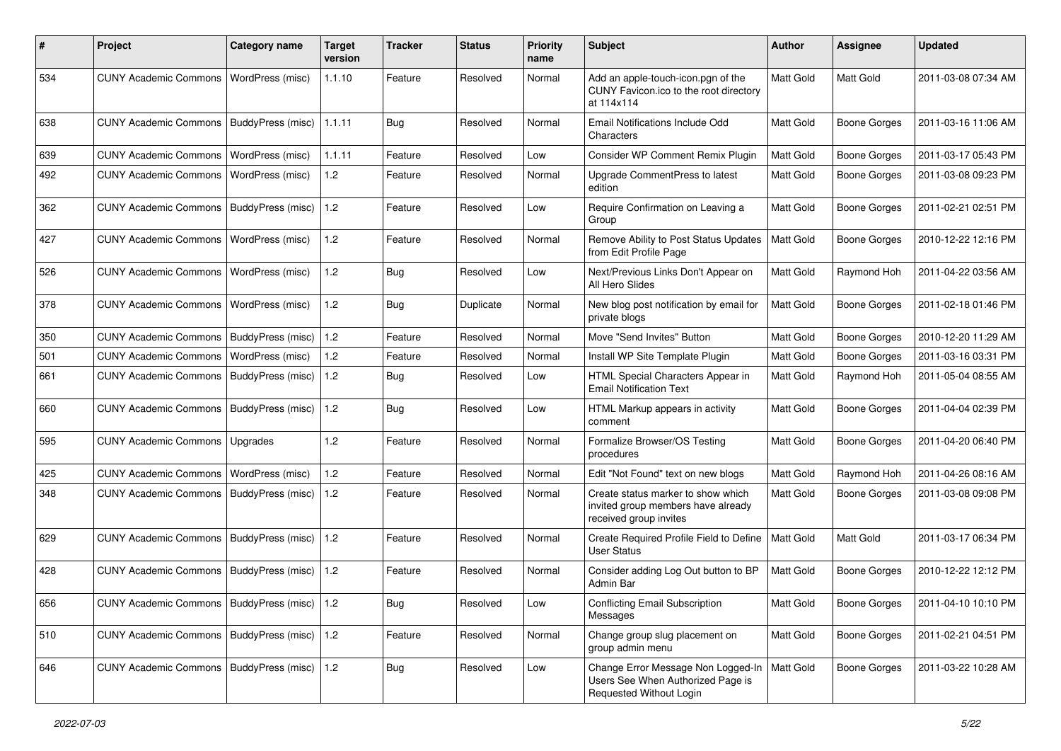| # | Project | Category name | Target version | Tracker | Status | Priority name | Subject | Author | Assignee | Updated |
|---|---|---|---|---|---|---|---|---|---|---|
| 534 | CUNY Academic Commons | WordPress (misc) | 1.1.10 | Feature | Resolved | Normal | Add an apple-touch-icon.pgn of the CUNY Favicon.ico to the root directory at 114x114 | Matt Gold | Matt Gold | 2011-03-08 07:34 AM |
| 638 | CUNY Academic Commons | BuddyPress (misc) | 1.1.11 | Bug | Resolved | Normal | Email Notifications Include Odd Characters | Matt Gold | Boone Gorges | 2011-03-16 11:06 AM |
| 639 | CUNY Academic Commons | WordPress (misc) | 1.1.11 | Feature | Resolved | Low | Consider WP Comment Remix Plugin | Matt Gold | Boone Gorges | 2011-03-17 05:43 PM |
| 492 | CUNY Academic Commons | WordPress (misc) | 1.2 | Feature | Resolved | Normal | Upgrade CommentPress to latest edition | Matt Gold | Boone Gorges | 2011-03-08 09:23 PM |
| 362 | CUNY Academic Commons | BuddyPress (misc) | 1.2 | Feature | Resolved | Low | Require Confirmation on Leaving a Group | Matt Gold | Boone Gorges | 2011-02-21 02:51 PM |
| 427 | CUNY Academic Commons | WordPress (misc) | 1.2 | Feature | Resolved | Normal | Remove Ability to Post Status Updates from Edit Profile Page | Matt Gold | Boone Gorges | 2010-12-22 12:16 PM |
| 526 | CUNY Academic Commons | WordPress (misc) | 1.2 | Bug | Resolved | Low | Next/Previous Links Don't Appear on All Hero Slides | Matt Gold | Raymond Hoh | 2011-04-22 03:56 AM |
| 378 | CUNY Academic Commons | WordPress (misc) | 1.2 | Bug | Duplicate | Normal | New blog post notification by email for private blogs | Matt Gold | Boone Gorges | 2011-02-18 01:46 PM |
| 350 | CUNY Academic Commons | BuddyPress (misc) | 1.2 | Feature | Resolved | Normal | Move "Send Invites" Button | Matt Gold | Boone Gorges | 2010-12-20 11:29 AM |
| 501 | CUNY Academic Commons | WordPress (misc) | 1.2 | Feature | Resolved | Normal | Install WP Site Template Plugin | Matt Gold | Boone Gorges | 2011-03-16 03:31 PM |
| 661 | CUNY Academic Commons | BuddyPress (misc) | 1.2 | Bug | Resolved | Low | HTML Special Characters Appear in Email Notification Text | Matt Gold | Raymond Hoh | 2011-05-04 08:55 AM |
| 660 | CUNY Academic Commons | BuddyPress (misc) | 1.2 | Bug | Resolved | Low | HTML Markup appears in activity comment | Matt Gold | Boone Gorges | 2011-04-04 02:39 PM |
| 595 | CUNY Academic Commons | Upgrades | 1.2 | Feature | Resolved | Normal | Formalize Browser/OS Testing procedures | Matt Gold | Boone Gorges | 2011-04-20 06:40 PM |
| 425 | CUNY Academic Commons | WordPress (misc) | 1.2 | Feature | Resolved | Normal | Edit "Not Found" text on new blogs | Matt Gold | Raymond Hoh | 2011-04-26 08:16 AM |
| 348 | CUNY Academic Commons | BuddyPress (misc) | 1.2 | Feature | Resolved | Normal | Create status marker to show which invited group members have already received group invites | Matt Gold | Boone Gorges | 2011-03-08 09:08 PM |
| 629 | CUNY Academic Commons | BuddyPress (misc) | 1.2 | Feature | Resolved | Normal | Create Required Profile Field to Define User Status | Matt Gold | Matt Gold | 2011-03-17 06:34 PM |
| 428 | CUNY Academic Commons | BuddyPress (misc) | 1.2 | Feature | Resolved | Normal | Consider adding Log Out button to BP Admin Bar | Matt Gold | Boone Gorges | 2010-12-22 12:12 PM |
| 656 | CUNY Academic Commons | BuddyPress (misc) | 1.2 | Bug | Resolved | Low | Conflicting Email Subscription Messages | Matt Gold | Boone Gorges | 2011-04-10 10:10 PM |
| 510 | CUNY Academic Commons | BuddyPress (misc) | 1.2 | Feature | Resolved | Normal | Change group slug placement on group admin menu | Matt Gold | Boone Gorges | 2011-02-21 04:51 PM |
| 646 | CUNY Academic Commons | BuddyPress (misc) | 1.2 | Bug | Resolved | Low | Change Error Message Non Logged-In Users See When Authorized Page is Requested Without Login | Matt Gold | Boone Gorges | 2011-03-22 10:28 AM |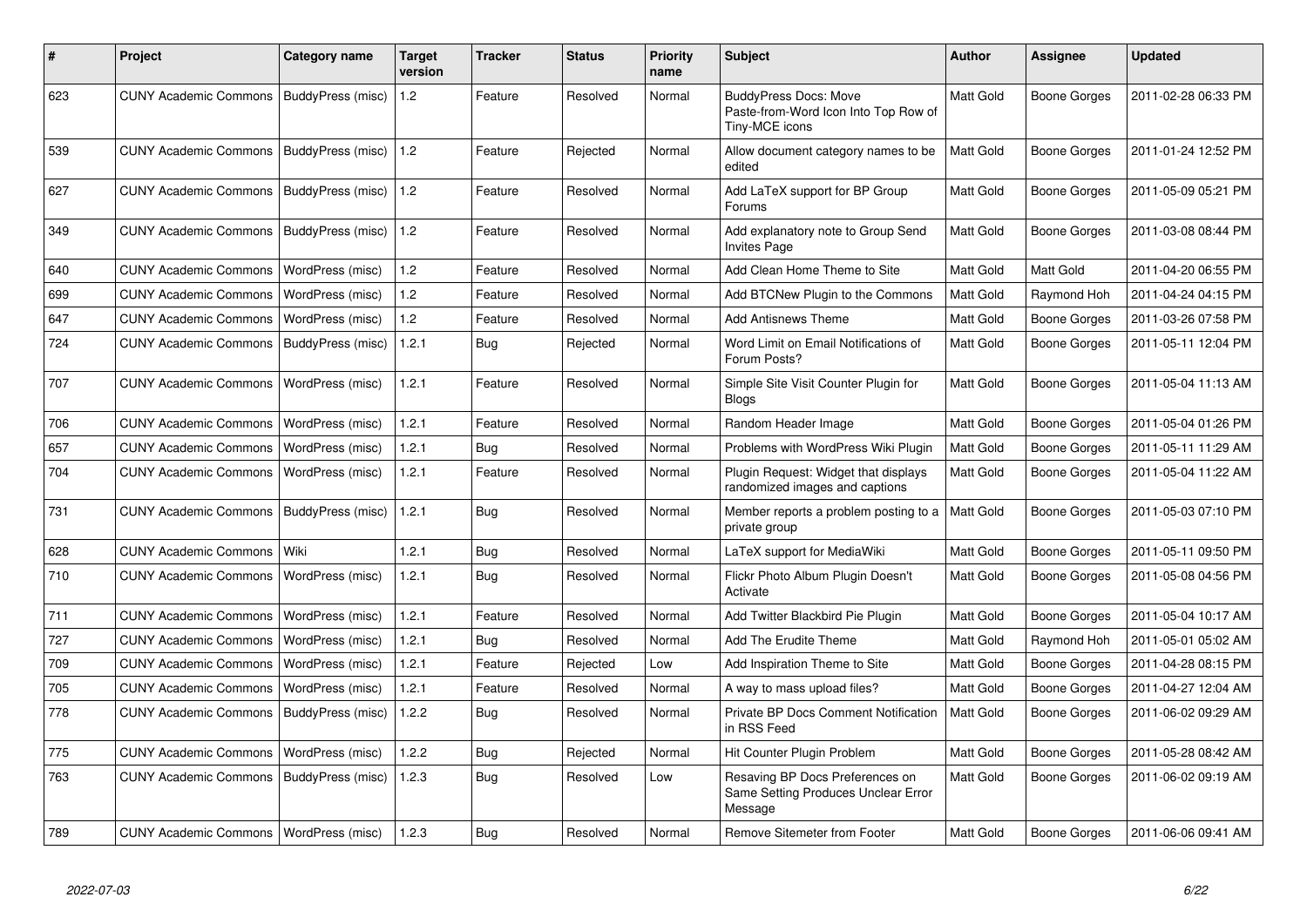| # | Project | Category name | Target version | Tracker | Status | Priority name | Subject | Author | Assignee | Updated |
|---|---|---|---|---|---|---|---|---|---|---|
| 623 | CUNY Academic Commons | BuddyPress (misc) | 1.2 | Feature | Resolved | Normal | BuddyPress Docs: Move Paste-from-Word Icon Into Top Row of Tiny-MCE icons | Matt Gold | Boone Gorges | 2011-02-28 06:33 PM |
| 539 | CUNY Academic Commons | BuddyPress (misc) | 1.2 | Feature | Rejected | Normal | Allow document category names to be edited | Matt Gold | Boone Gorges | 2011-01-24 12:52 PM |
| 627 | CUNY Academic Commons | BuddyPress (misc) | 1.2 | Feature | Resolved | Normal | Add LaTeX support for BP Group Forums | Matt Gold | Boone Gorges | 2011-05-09 05:21 PM |
| 349 | CUNY Academic Commons | BuddyPress (misc) | 1.2 | Feature | Resolved | Normal | Add explanatory note to Group Send Invites Page | Matt Gold | Boone Gorges | 2011-03-08 08:44 PM |
| 640 | CUNY Academic Commons | WordPress (misc) | 1.2 | Feature | Resolved | Normal | Add Clean Home Theme to Site | Matt Gold | Matt Gold | 2011-04-20 06:55 PM |
| 699 | CUNY Academic Commons | WordPress (misc) | 1.2 | Feature | Resolved | Normal | Add BTCNew Plugin to the Commons | Matt Gold | Raymond Hoh | 2011-04-24 04:15 PM |
| 647 | CUNY Academic Commons | WordPress (misc) | 1.2 | Feature | Resolved | Normal | Add Antisnews Theme | Matt Gold | Boone Gorges | 2011-03-26 07:58 PM |
| 724 | CUNY Academic Commons | BuddyPress (misc) | 1.2.1 | Bug | Rejected | Normal | Word Limit on Email Notifications of Forum Posts? | Matt Gold | Boone Gorges | 2011-05-11 12:04 PM |
| 707 | CUNY Academic Commons | WordPress (misc) | 1.2.1 | Feature | Resolved | Normal | Simple Site Visit Counter Plugin for Blogs | Matt Gold | Boone Gorges | 2011-05-04 11:13 AM |
| 706 | CUNY Academic Commons | WordPress (misc) | 1.2.1 | Feature | Resolved | Normal | Random Header Image | Matt Gold | Boone Gorges | 2011-05-04 01:26 PM |
| 657 | CUNY Academic Commons | WordPress (misc) | 1.2.1 | Bug | Resolved | Normal | Problems with WordPress Wiki Plugin | Matt Gold | Boone Gorges | 2011-05-11 11:29 AM |
| 704 | CUNY Academic Commons | WordPress (misc) | 1.2.1 | Feature | Resolved | Normal | Plugin Request: Widget that displays randomized images and captions | Matt Gold | Boone Gorges | 2011-05-04 11:22 AM |
| 731 | CUNY Academic Commons | BuddyPress (misc) | 1.2.1 | Bug | Resolved | Normal | Member reports a problem posting to a private group | Matt Gold | Boone Gorges | 2011-05-03 07:10 PM |
| 628 | CUNY Academic Commons | Wiki | 1.2.1 | Bug | Resolved | Normal | LaTeX support for MediaWiki | Matt Gold | Boone Gorges | 2011-05-11 09:50 PM |
| 710 | CUNY Academic Commons | WordPress (misc) | 1.2.1 | Bug | Resolved | Normal | Flickr Photo Album Plugin Doesn't Activate | Matt Gold | Boone Gorges | 2011-05-08 04:56 PM |
| 711 | CUNY Academic Commons | WordPress (misc) | 1.2.1 | Feature | Resolved | Normal | Add Twitter Blackbird Pie Plugin | Matt Gold | Boone Gorges | 2011-05-04 10:17 AM |
| 727 | CUNY Academic Commons | WordPress (misc) | 1.2.1 | Bug | Resolved | Normal | Add The Erudite Theme | Matt Gold | Raymond Hoh | 2011-05-01 05:02 AM |
| 709 | CUNY Academic Commons | WordPress (misc) | 1.2.1 | Feature | Rejected | Low | Add Inspiration Theme to Site | Matt Gold | Boone Gorges | 2011-04-28 08:15 PM |
| 705 | CUNY Academic Commons | WordPress (misc) | 1.2.1 | Feature | Resolved | Normal | A way to mass upload files? | Matt Gold | Boone Gorges | 2011-04-27 12:04 AM |
| 778 | CUNY Academic Commons | BuddyPress (misc) | 1.2.2 | Bug | Resolved | Normal | Private BP Docs Comment Notification in RSS Feed | Matt Gold | Boone Gorges | 2011-06-02 09:29 AM |
| 775 | CUNY Academic Commons | WordPress (misc) | 1.2.2 | Bug | Rejected | Normal | Hit Counter Plugin Problem | Matt Gold | Boone Gorges | 2011-05-28 08:42 AM |
| 763 | CUNY Academic Commons | BuddyPress (misc) | 1.2.3 | Bug | Resolved | Low | Resaving BP Docs Preferences on Same Setting Produces Unclear Error Message | Matt Gold | Boone Gorges | 2011-06-02 09:19 AM |
| 789 | CUNY Academic Commons | WordPress (misc) | 1.2.3 | Bug | Resolved | Normal | Remove Sitemeter from Footer | Matt Gold | Boone Gorges | 2011-06-06 09:41 AM |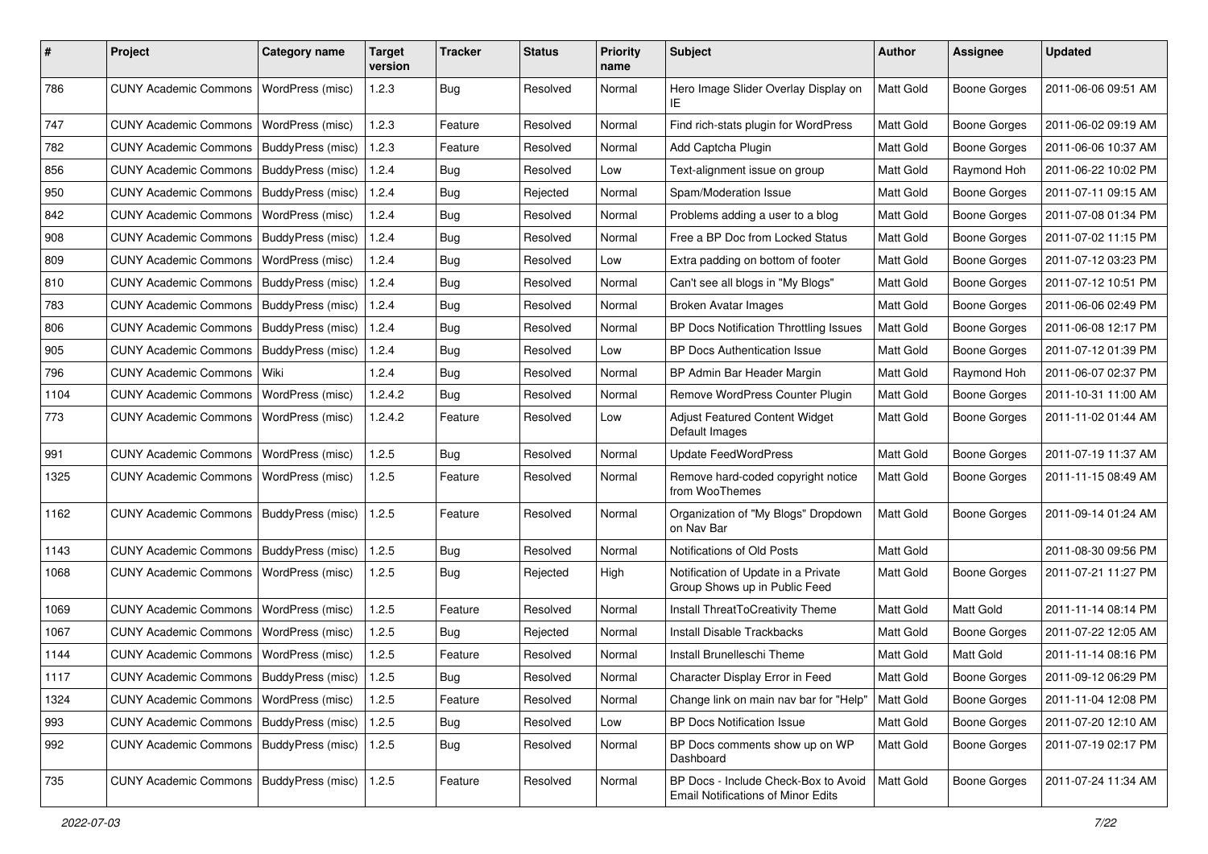| # | Project | Category name | Target version | Tracker | Status | Priority name | Subject | Author | Assignee | Updated |
|---|---|---|---|---|---|---|---|---|---|---|
| 786 | CUNY Academic Commons | WordPress (misc) | 1.2.3 | Bug | Resolved | Normal | Hero Image Slider Overlay Display on IE | Matt Gold | Boone Gorges | 2011-06-06 09:51 AM |
| 747 | CUNY Academic Commons | WordPress (misc) | 1.2.3 | Feature | Resolved | Normal | Find rich-stats plugin for WordPress | Matt Gold | Boone Gorges | 2011-06-02 09:19 AM |
| 782 | CUNY Academic Commons | BuddyPress (misc) | 1.2.3 | Feature | Resolved | Normal | Add Captcha Plugin | Matt Gold | Boone Gorges | 2011-06-06 10:37 AM |
| 856 | CUNY Academic Commons | BuddyPress (misc) | 1.2.4 | Bug | Resolved | Low | Text-alignment issue on group | Matt Gold | Raymond Hoh | 2011-06-22 10:02 PM |
| 950 | CUNY Academic Commons | BuddyPress (misc) | 1.2.4 | Bug | Rejected | Normal | Spam/Moderation Issue | Matt Gold | Boone Gorges | 2011-07-11 09:15 AM |
| 842 | CUNY Academic Commons | WordPress (misc) | 1.2.4 | Bug | Resolved | Normal | Problems adding a user to a blog | Matt Gold | Boone Gorges | 2011-07-08 01:34 PM |
| 908 | CUNY Academic Commons | BuddyPress (misc) | 1.2.4 | Bug | Resolved | Normal | Free a BP Doc from Locked Status | Matt Gold | Boone Gorges | 2011-07-02 11:15 PM |
| 809 | CUNY Academic Commons | WordPress (misc) | 1.2.4 | Bug | Resolved | Low | Extra padding on bottom of footer | Matt Gold | Boone Gorges | 2011-07-12 03:23 PM |
| 810 | CUNY Academic Commons | BuddyPress (misc) | 1.2.4 | Bug | Resolved | Normal | Can't see all blogs in "My Blogs" | Matt Gold | Boone Gorges | 2011-07-12 10:51 PM |
| 783 | CUNY Academic Commons | BuddyPress (misc) | 1.2.4 | Bug | Resolved | Normal | Broken Avatar Images | Matt Gold | Boone Gorges | 2011-06-06 02:49 PM |
| 806 | CUNY Academic Commons | BuddyPress (misc) | 1.2.4 | Bug | Resolved | Normal | BP Docs Notification Throttling Issues | Matt Gold | Boone Gorges | 2011-06-08 12:17 PM |
| 905 | CUNY Academic Commons | BuddyPress (misc) | 1.2.4 | Bug | Resolved | Low | BP Docs Authentication Issue | Matt Gold | Boone Gorges | 2011-07-12 01:39 PM |
| 796 | CUNY Academic Commons | Wiki | 1.2.4 | Bug | Resolved | Normal | BP Admin Bar Header Margin | Matt Gold | Raymond Hoh | 2011-06-07 02:37 PM |
| 1104 | CUNY Academic Commons | WordPress (misc) | 1.2.4.2 | Bug | Resolved | Normal | Remove WordPress Counter Plugin | Matt Gold | Boone Gorges | 2011-10-31 11:00 AM |
| 773 | CUNY Academic Commons | WordPress (misc) | 1.2.4.2 | Feature | Resolved | Low | Adjust Featured Content Widget Default Images | Matt Gold | Boone Gorges | 2011-11-02 01:44 AM |
| 991 | CUNY Academic Commons | WordPress (misc) | 1.2.5 | Bug | Resolved | Normal | Update FeedWordPress | Matt Gold | Boone Gorges | 2011-07-19 11:37 AM |
| 1325 | CUNY Academic Commons | WordPress (misc) | 1.2.5 | Feature | Resolved | Normal | Remove hard-coded copyright notice from WooThemes | Matt Gold | Boone Gorges | 2011-11-15 08:49 AM |
| 1162 | CUNY Academic Commons | BuddyPress (misc) | 1.2.5 | Feature | Resolved | Normal | Organization of "My Blogs" Dropdown on Nav Bar | Matt Gold | Boone Gorges | 2011-09-14 01:24 AM |
| 1143 | CUNY Academic Commons | BuddyPress (misc) | 1.2.5 | Bug | Resolved | Normal | Notifications of Old Posts | Matt Gold | | 2011-08-30 09:56 PM |
| 1068 | CUNY Academic Commons | WordPress (misc) | 1.2.5 | Bug | Rejected | High | Notification of Update in a Private Group Shows up in Public Feed | Matt Gold | Boone Gorges | 2011-07-21 11:27 PM |
| 1069 | CUNY Academic Commons | WordPress (misc) | 1.2.5 | Feature | Resolved | Normal | Install ThreatToCreativity Theme | Matt Gold | Matt Gold | 2011-11-14 08:14 PM |
| 1067 | CUNY Academic Commons | WordPress (misc) | 1.2.5 | Bug | Rejected | Normal | Install Disable Trackbacks | Matt Gold | Boone Gorges | 2011-07-22 12:05 AM |
| 1144 | CUNY Academic Commons | WordPress (misc) | 1.2.5 | Feature | Resolved | Normal | Install Brunelleschi Theme | Matt Gold | Matt Gold | 2011-11-14 08:16 PM |
| 1117 | CUNY Academic Commons | BuddyPress (misc) | 1.2.5 | Bug | Resolved | Normal | Character Display Error in Feed | Matt Gold | Boone Gorges | 2011-09-12 06:29 PM |
| 1324 | CUNY Academic Commons | WordPress (misc) | 1.2.5 | Feature | Resolved | Normal | Change link on main nav bar for "Help" | Matt Gold | Boone Gorges | 2011-11-04 12:08 PM |
| 993 | CUNY Academic Commons | BuddyPress (misc) | 1.2.5 | Bug | Resolved | Low | BP Docs Notification Issue | Matt Gold | Boone Gorges | 2011-07-20 12:10 AM |
| 992 | CUNY Academic Commons | BuddyPress (misc) | 1.2.5 | Bug | Resolved | Normal | BP Docs comments show up on WP Dashboard | Matt Gold | Boone Gorges | 2011-07-19 02:17 PM |
| 735 | CUNY Academic Commons | BuddyPress (misc) | 1.2.5 | Feature | Resolved | Normal | BP Docs - Include Check-Box to Avoid Email Notifications of Minor Edits | Matt Gold | Boone Gorges | 2011-07-24 11:34 AM |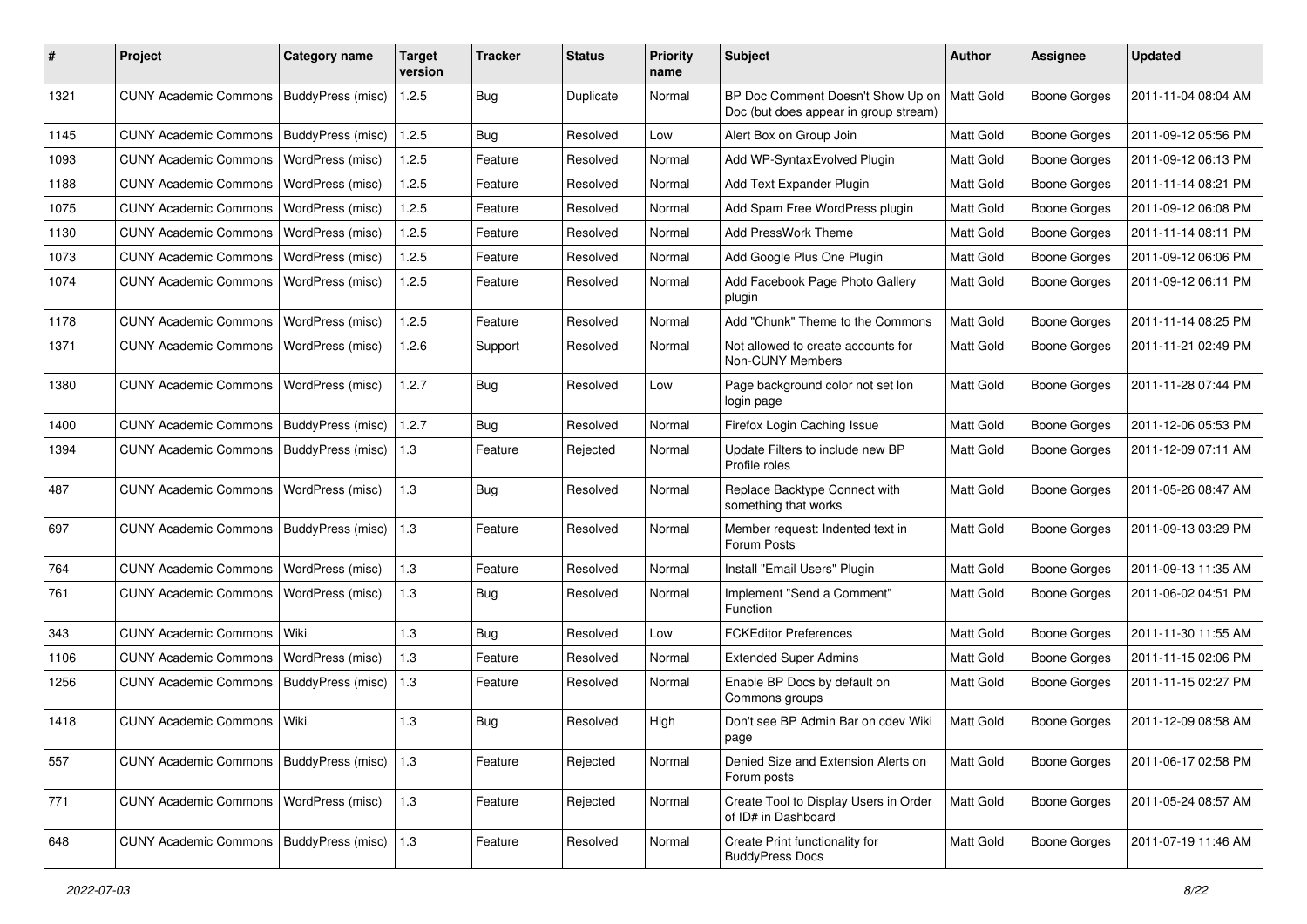| # | Project | Category name | Target version | Tracker | Status | Priority name | Subject | Author | Assignee | Updated |
|---|---|---|---|---|---|---|---|---|---|---|
| 1321 | CUNY Academic Commons | BuddyPress (misc) | 1.2.5 | Bug | Duplicate | Normal | BP Doc Comment Doesn't Show Up on Doc (but does appear in group stream) | Matt Gold | Boone Gorges | 2011-11-04 08:04 AM |
| 1145 | CUNY Academic Commons | BuddyPress (misc) | 1.2.5 | Bug | Resolved | Low | Alert Box on Group Join | Matt Gold | Boone Gorges | 2011-09-12 05:56 PM |
| 1093 | CUNY Academic Commons | WordPress (misc) | 1.2.5 | Feature | Resolved | Normal | Add WP-SyntaxEvolved Plugin | Matt Gold | Boone Gorges | 2011-09-12 06:13 PM |
| 1188 | CUNY Academic Commons | WordPress (misc) | 1.2.5 | Feature | Resolved | Normal | Add Text Expander Plugin | Matt Gold | Boone Gorges | 2011-11-14 08:21 PM |
| 1075 | CUNY Academic Commons | WordPress (misc) | 1.2.5 | Feature | Resolved | Normal | Add Spam Free WordPress plugin | Matt Gold | Boone Gorges | 2011-09-12 06:08 PM |
| 1130 | CUNY Academic Commons | WordPress (misc) | 1.2.5 | Feature | Resolved | Normal | Add PressWork Theme | Matt Gold | Boone Gorges | 2011-11-14 08:11 PM |
| 1073 | CUNY Academic Commons | WordPress (misc) | 1.2.5 | Feature | Resolved | Normal | Add Google Plus One Plugin | Matt Gold | Boone Gorges | 2011-09-12 06:06 PM |
| 1074 | CUNY Academic Commons | WordPress (misc) | 1.2.5 | Feature | Resolved | Normal | Add Facebook Page Photo Gallery plugin | Matt Gold | Boone Gorges | 2011-09-12 06:11 PM |
| 1178 | CUNY Academic Commons | WordPress (misc) | 1.2.5 | Feature | Resolved | Normal | Add "Chunk" Theme to the Commons | Matt Gold | Boone Gorges | 2011-11-14 08:25 PM |
| 1371 | CUNY Academic Commons | WordPress (misc) | 1.2.6 | Support | Resolved | Normal | Not allowed to create accounts for Non-CUNY Members | Matt Gold | Boone Gorges | 2011-11-21 02:49 PM |
| 1380 | CUNY Academic Commons | WordPress (misc) | 1.2.7 | Bug | Resolved | Low | Page background color not set lon login page | Matt Gold | Boone Gorges | 2011-11-28 07:44 PM |
| 1400 | CUNY Academic Commons | BuddyPress (misc) | 1.2.7 | Bug | Resolved | Normal | Firefox Login Caching Issue | Matt Gold | Boone Gorges | 2011-12-06 05:53 PM |
| 1394 | CUNY Academic Commons | BuddyPress (misc) | 1.3 | Feature | Rejected | Normal | Update Filters to include new BP Profile roles | Matt Gold | Boone Gorges | 2011-12-09 07:11 AM |
| 487 | CUNY Academic Commons | WordPress (misc) | 1.3 | Bug | Resolved | Normal | Replace Backtype Connect with something that works | Matt Gold | Boone Gorges | 2011-05-26 08:47 AM |
| 697 | CUNY Academic Commons | BuddyPress (misc) | 1.3 | Feature | Resolved | Normal | Member request: Indented text in Forum Posts | Matt Gold | Boone Gorges | 2011-09-13 03:29 PM |
| 764 | CUNY Academic Commons | WordPress (misc) | 1.3 | Feature | Resolved | Normal | Install "Email Users" Plugin | Matt Gold | Boone Gorges | 2011-09-13 11:35 AM |
| 761 | CUNY Academic Commons | WordPress (misc) | 1.3 | Bug | Resolved | Normal | Implement "Send a Comment" Function | Matt Gold | Boone Gorges | 2011-06-02 04:51 PM |
| 343 | CUNY Academic Commons | Wiki | 1.3 | Bug | Resolved | Low | FCKEditor Preferences | Matt Gold | Boone Gorges | 2011-11-30 11:55 AM |
| 1106 | CUNY Academic Commons | WordPress (misc) | 1.3 | Feature | Resolved | Normal | Extended Super Admins | Matt Gold | Boone Gorges | 2011-11-15 02:06 PM |
| 1256 | CUNY Academic Commons | BuddyPress (misc) | 1.3 | Feature | Resolved | Normal | Enable BP Docs by default on Commons groups | Matt Gold | Boone Gorges | 2011-11-15 02:27 PM |
| 1418 | CUNY Academic Commons | Wiki | 1.3 | Bug | Resolved | High | Don't see BP Admin Bar on cdev Wiki page | Matt Gold | Boone Gorges | 2011-12-09 08:58 AM |
| 557 | CUNY Academic Commons | BuddyPress (misc) | 1.3 | Feature | Rejected | Normal | Denied Size and Extension Alerts on Forum posts | Matt Gold | Boone Gorges | 2011-06-17 02:58 PM |
| 771 | CUNY Academic Commons | WordPress (misc) | 1.3 | Feature | Rejected | Normal | Create Tool to Display Users in Order of ID# in Dashboard | Matt Gold | Boone Gorges | 2011-05-24 08:57 AM |
| 648 | CUNY Academic Commons | BuddyPress (misc) | 1.3 | Feature | Resolved | Normal | Create Print functionality for BuddyPress Docs | Matt Gold | Boone Gorges | 2011-07-19 11:46 AM |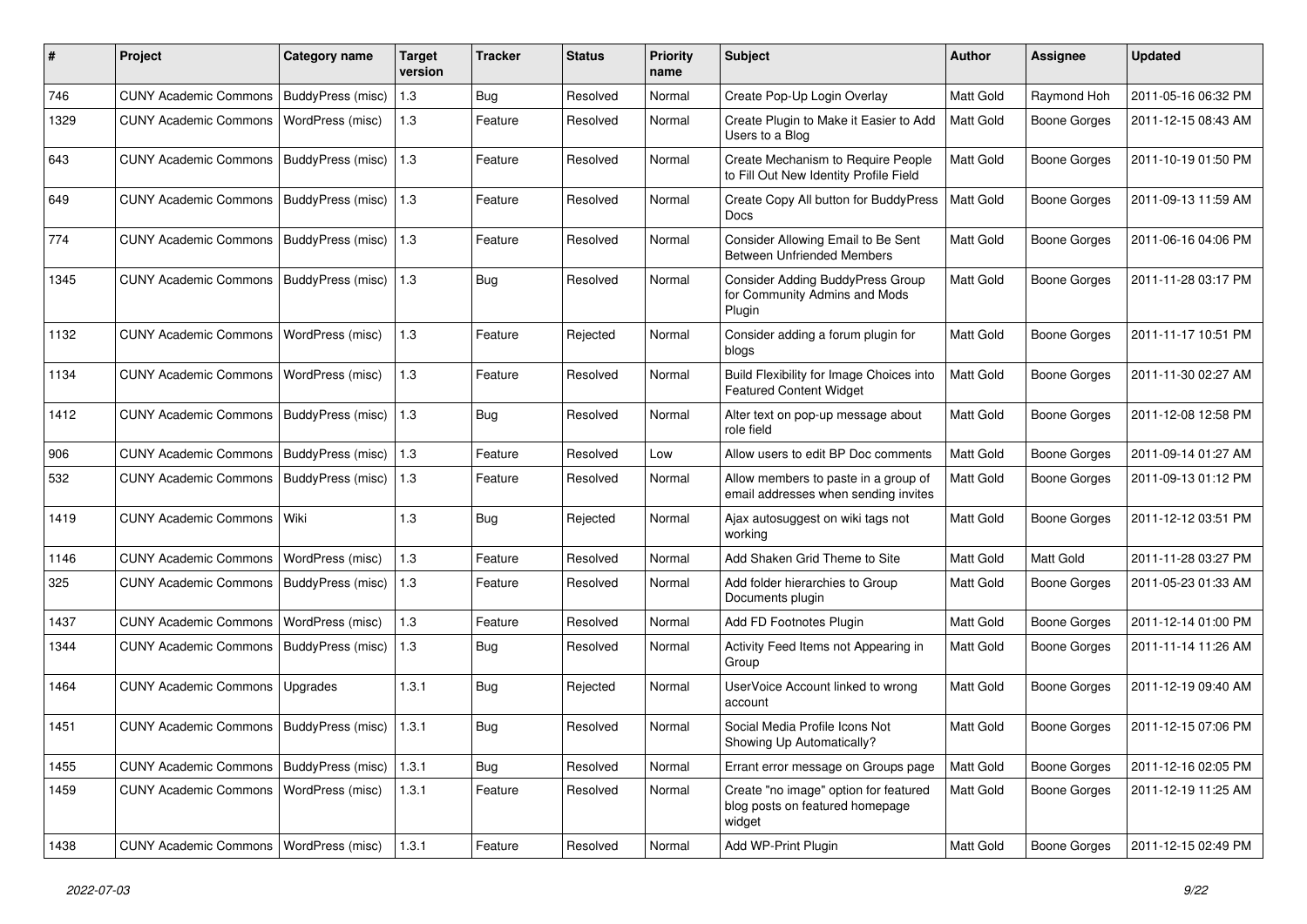| # | Project | Category name | Target version | Tracker | Status | Priority name | Subject | Author | Assignee | Updated |
|---|---|---|---|---|---|---|---|---|---|---|
| 746 | CUNY Academic Commons | BuddyPress (misc) | 1.3 | Bug | Resolved | Normal | Create Pop-Up Login Overlay | Matt Gold | Raymond Hoh | 2011-05-16 06:32 PM |
| 1329 | CUNY Academic Commons | WordPress (misc) | 1.3 | Feature | Resolved | Normal | Create Plugin to Make it Easier to Add Users to a Blog | Matt Gold | Boone Gorges | 2011-12-15 08:43 AM |
| 643 | CUNY Academic Commons | BuddyPress (misc) | 1.3 | Feature | Resolved | Normal | Create Mechanism to Require People to Fill Out New Identity Profile Field | Matt Gold | Boone Gorges | 2011-10-19 01:50 PM |
| 649 | CUNY Academic Commons | BuddyPress (misc) | 1.3 | Feature | Resolved | Normal | Create Copy All button for BuddyPress Docs | Matt Gold | Boone Gorges | 2011-09-13 11:59 AM |
| 774 | CUNY Academic Commons | BuddyPress (misc) | 1.3 | Feature | Resolved | Normal | Consider Allowing Email to Be Sent Between Unfriended Members | Matt Gold | Boone Gorges | 2011-06-16 04:06 PM |
| 1345 | CUNY Academic Commons | BuddyPress (misc) | 1.3 | Bug | Resolved | Normal | Consider Adding BuddyPress Group for Community Admins and Mods Plugin | Matt Gold | Boone Gorges | 2011-11-28 03:17 PM |
| 1132 | CUNY Academic Commons | WordPress (misc) | 1.3 | Feature | Rejected | Normal | Consider adding a forum plugin for blogs | Matt Gold | Boone Gorges | 2011-11-17 10:51 PM |
| 1134 | CUNY Academic Commons | WordPress (misc) | 1.3 | Feature | Resolved | Normal | Build Flexibility for Image Choices into Featured Content Widget | Matt Gold | Boone Gorges | 2011-11-30 02:27 AM |
| 1412 | CUNY Academic Commons | BuddyPress (misc) | 1.3 | Bug | Resolved | Normal | Alter text on pop-up message about role field | Matt Gold | Boone Gorges | 2011-12-08 12:58 PM |
| 906 | CUNY Academic Commons | BuddyPress (misc) | 1.3 | Feature | Resolved | Low | Allow users to edit BP Doc comments | Matt Gold | Boone Gorges | 2011-09-14 01:27 AM |
| 532 | CUNY Academic Commons | BuddyPress (misc) | 1.3 | Feature | Resolved | Normal | Allow members to paste in a group of email addresses when sending invites | Matt Gold | Boone Gorges | 2011-09-13 01:12 PM |
| 1419 | CUNY Academic Commons | Wiki | 1.3 | Bug | Rejected | Normal | Ajax autosuggest on wiki tags not working | Matt Gold | Boone Gorges | 2011-12-12 03:51 PM |
| 1146 | CUNY Academic Commons | WordPress (misc) | 1.3 | Feature | Resolved | Normal | Add Shaken Grid Theme to Site | Matt Gold | Matt Gold | 2011-11-28 03:27 PM |
| 325 | CUNY Academic Commons | BuddyPress (misc) | 1.3 | Feature | Resolved | Normal | Add folder hierarchies to Group Documents plugin | Matt Gold | Boone Gorges | 2011-05-23 01:33 AM |
| 1437 | CUNY Academic Commons | WordPress (misc) | 1.3 | Feature | Resolved | Normal | Add FD Footnotes Plugin | Matt Gold | Boone Gorges | 2011-12-14 01:00 PM |
| 1344 | CUNY Academic Commons | BuddyPress (misc) | 1.3 | Bug | Resolved | Normal | Activity Feed Items not Appearing in Group | Matt Gold | Boone Gorges | 2011-11-14 11:26 AM |
| 1464 | CUNY Academic Commons | Upgrades | 1.3.1 | Bug | Rejected | Normal | UserVoice Account linked to wrong account | Matt Gold | Boone Gorges | 2011-12-19 09:40 AM |
| 1451 | CUNY Academic Commons | BuddyPress (misc) | 1.3.1 | Bug | Resolved | Normal | Social Media Profile Icons Not Showing Up Automatically? | Matt Gold | Boone Gorges | 2011-12-15 07:06 PM |
| 1455 | CUNY Academic Commons | BuddyPress (misc) | 1.3.1 | Bug | Resolved | Normal | Errant error message on Groups page | Matt Gold | Boone Gorges | 2011-12-16 02:05 PM |
| 1459 | CUNY Academic Commons | WordPress (misc) | 1.3.1 | Feature | Resolved | Normal | Create "no image" option for featured blog posts on featured homepage widget | Matt Gold | Boone Gorges | 2011-12-19 11:25 AM |
| 1438 | CUNY Academic Commons | WordPress (misc) | 1.3.1 | Feature | Resolved | Normal | Add WP-Print Plugin | Matt Gold | Boone Gorges | 2011-12-15 02:49 PM |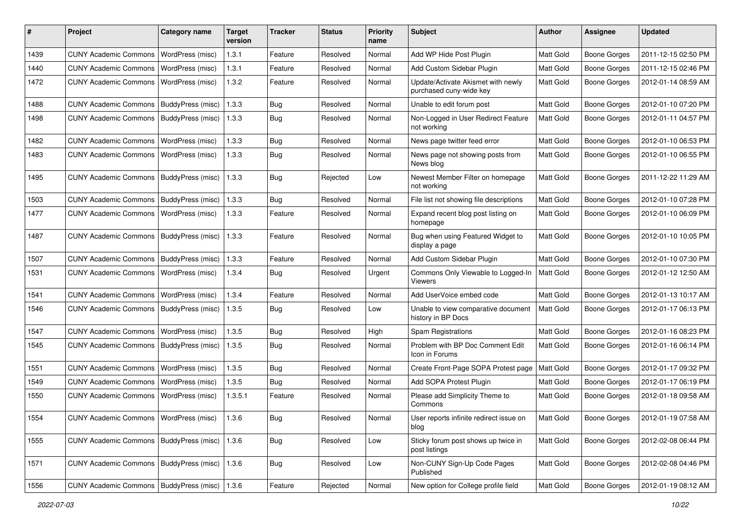| # | Project | Category name | Target version | Tracker | Status | Priority name | Subject | Author | Assignee | Updated |
|---|---|---|---|---|---|---|---|---|---|---|
| 1439 | CUNY Academic Commons | WordPress (misc) | 1.3.1 | Feature | Resolved | Normal | Add WP Hide Post Plugin | Matt Gold | Boone Gorges | 2011-12-15 02:50 PM |
| 1440 | CUNY Academic Commons | WordPress (misc) | 1.3.1 | Feature | Resolved | Normal | Add Custom Sidebar Plugin | Matt Gold | Boone Gorges | 2011-12-15 02:46 PM |
| 1472 | CUNY Academic Commons | WordPress (misc) | 1.3.2 | Feature | Resolved | Normal | Update/Activate Akismet with newly purchased cuny-wide key | Matt Gold | Boone Gorges | 2012-01-14 08:59 AM |
| 1488 | CUNY Academic Commons | BuddyPress (misc) | 1.3.3 | Bug | Resolved | Normal | Unable to edit forum post | Matt Gold | Boone Gorges | 2012-01-10 07:20 PM |
| 1498 | CUNY Academic Commons | BuddyPress (misc) | 1.3.3 | Bug | Resolved | Normal | Non-Logged in User Redirect Feature not working | Matt Gold | Boone Gorges | 2012-01-11 04:57 PM |
| 1482 | CUNY Academic Commons | WordPress (misc) | 1.3.3 | Bug | Resolved | Normal | News page twitter feed error | Matt Gold | Boone Gorges | 2012-01-10 06:53 PM |
| 1483 | CUNY Academic Commons | WordPress (misc) | 1.3.3 | Bug | Resolved | Normal | News page not showing posts from News blog | Matt Gold | Boone Gorges | 2012-01-10 06:55 PM |
| 1495 | CUNY Academic Commons | BuddyPress (misc) | 1.3.3 | Bug | Rejected | Low | Newest Member Filter on homepage not working | Matt Gold | Boone Gorges | 2011-12-22 11:29 AM |
| 1503 | CUNY Academic Commons | BuddyPress (misc) | 1.3.3 | Bug | Resolved | Normal | File list not showing file descriptions | Matt Gold | Boone Gorges | 2012-01-10 07:28 PM |
| 1477 | CUNY Academic Commons | WordPress (misc) | 1.3.3 | Feature | Resolved | Normal | Expand recent blog post listing on homepage | Matt Gold | Boone Gorges | 2012-01-10 06:09 PM |
| 1487 | CUNY Academic Commons | BuddyPress (misc) | 1.3.3 | Feature | Resolved | Normal | Bug when using Featured Widget to display a page | Matt Gold | Boone Gorges | 2012-01-10 10:05 PM |
| 1507 | CUNY Academic Commons | BuddyPress (misc) | 1.3.3 | Feature | Resolved | Normal | Add Custom Sidebar Plugin | Matt Gold | Boone Gorges | 2012-01-10 07:30 PM |
| 1531 | CUNY Academic Commons | WordPress (misc) | 1.3.4 | Bug | Resolved | Urgent | Commons Only Viewable to Logged-In Viewers | Matt Gold | Boone Gorges | 2012-01-12 12:50 AM |
| 1541 | CUNY Academic Commons | WordPress (misc) | 1.3.4 | Feature | Resolved | Normal | Add UserVoice embed code | Matt Gold | Boone Gorges | 2012-01-13 10:17 AM |
| 1546 | CUNY Academic Commons | BuddyPress (misc) | 1.3.5 | Bug | Resolved | Low | Unable to view comparative document history in BP Docs | Matt Gold | Boone Gorges | 2012-01-17 06:13 PM |
| 1547 | CUNY Academic Commons | WordPress (misc) | 1.3.5 | Bug | Resolved | High | Spam Registrations | Matt Gold | Boone Gorges | 2012-01-16 08:23 PM |
| 1545 | CUNY Academic Commons | BuddyPress (misc) | 1.3.5 | Bug | Resolved | Normal | Problem with BP Doc Comment Edit Icon in Forums | Matt Gold | Boone Gorges | 2012-01-16 06:14 PM |
| 1551 | CUNY Academic Commons | WordPress (misc) | 1.3.5 | Bug | Resolved | Normal | Create Front-Page SOPA Protest page | Matt Gold | Boone Gorges | 2012-01-17 09:32 PM |
| 1549 | CUNY Academic Commons | WordPress (misc) | 1.3.5 | Bug | Resolved | Normal | Add SOPA Protest Plugin | Matt Gold | Boone Gorges | 2012-01-17 06:19 PM |
| 1550 | CUNY Academic Commons | WordPress (misc) | 1.3.5.1 | Feature | Resolved | Normal | Please add Simplicity Theme to Commons | Matt Gold | Boone Gorges | 2012-01-18 09:58 AM |
| 1554 | CUNY Academic Commons | WordPress (misc) | 1.3.6 | Bug | Resolved | Normal | User reports infinite redirect issue on blog | Matt Gold | Boone Gorges | 2012-01-19 07:58 AM |
| 1555 | CUNY Academic Commons | BuddyPress (misc) | 1.3.6 | Bug | Resolved | Low | Sticky forum post shows up twice in post listings | Matt Gold | Boone Gorges | 2012-02-08 06:44 PM |
| 1571 | CUNY Academic Commons | BuddyPress (misc) | 1.3.6 | Bug | Resolved | Low | Non-CUNY Sign-Up Code Pages Published | Matt Gold | Boone Gorges | 2012-02-08 04:46 PM |
| 1556 | CUNY Academic Commons | BuddyPress (misc) | 1.3.6 | Feature | Rejected | Normal | New option for College profile field | Matt Gold | Boone Gorges | 2012-01-19 08:12 AM |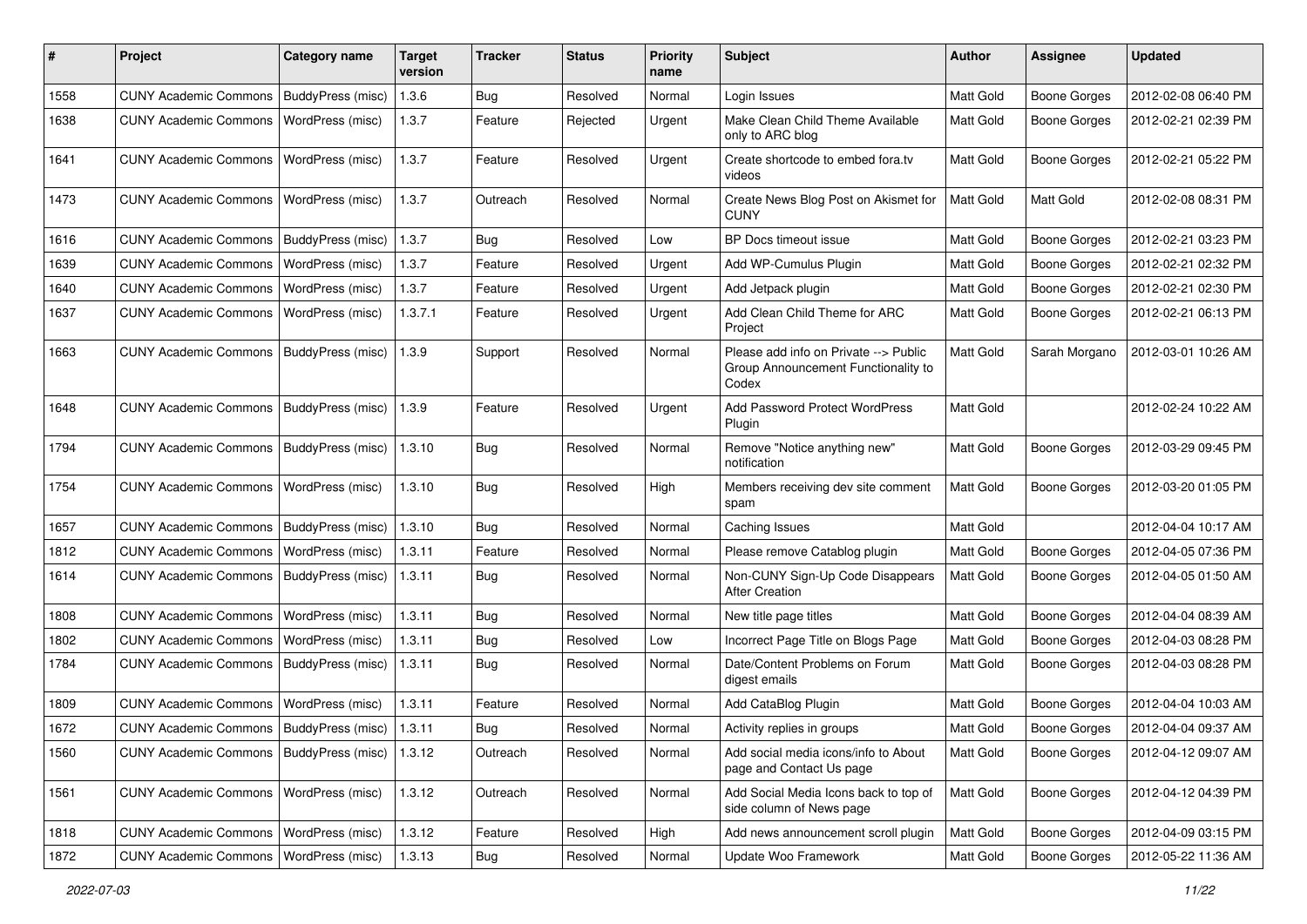| # | Project | Category name | Target version | Tracker | Status | Priority name | Subject | Author | Assignee | Updated |
|---|---|---|---|---|---|---|---|---|---|---|
| 1558 | CUNY Academic Commons | BuddyPress (misc) | 1.3.6 | Bug | Resolved | Normal | Login Issues | Matt Gold | Boone Gorges | 2012-02-08 06:40 PM |
| 1638 | CUNY Academic Commons | WordPress (misc) | 1.3.7 | Feature | Rejected | Urgent | Make Clean Child Theme Available only to ARC blog | Matt Gold | Boone Gorges | 2012-02-21 02:39 PM |
| 1641 | CUNY Academic Commons | WordPress (misc) | 1.3.7 | Feature | Resolved | Urgent | Create shortcode to embed fora.tv videos | Matt Gold | Boone Gorges | 2012-02-21 05:22 PM |
| 1473 | CUNY Academic Commons | WordPress (misc) | 1.3.7 | Outreach | Resolved | Normal | Create News Blog Post on Akismet for CUNY | Matt Gold | Matt Gold | 2012-02-08 08:31 PM |
| 1616 | CUNY Academic Commons | BuddyPress (misc) | 1.3.7 | Bug | Resolved | Low | BP Docs timeout issue | Matt Gold | Boone Gorges | 2012-02-21 03:23 PM |
| 1639 | CUNY Academic Commons | WordPress (misc) | 1.3.7 | Feature | Resolved | Urgent | Add WP-Cumulus Plugin | Matt Gold | Boone Gorges | 2012-02-21 02:32 PM |
| 1640 | CUNY Academic Commons | WordPress (misc) | 1.3.7 | Feature | Resolved | Urgent | Add Jetpack plugin | Matt Gold | Boone Gorges | 2012-02-21 02:30 PM |
| 1637 | CUNY Academic Commons | WordPress (misc) | 1.3.7.1 | Feature | Resolved | Urgent | Add Clean Child Theme for ARC Project | Matt Gold | Boone Gorges | 2012-02-21 06:13 PM |
| 1663 | CUNY Academic Commons | BuddyPress (misc) | 1.3.9 | Support | Resolved | Normal | Please add info on Private --> Public Group Announcement Functionality to Codex | Matt Gold | Sarah Morgano | 2012-03-01 10:26 AM |
| 1648 | CUNY Academic Commons | BuddyPress (misc) | 1.3.9 | Feature | Resolved | Urgent | Add Password Protect WordPress Plugin | Matt Gold | | 2012-02-24 10:22 AM |
| 1794 | CUNY Academic Commons | BuddyPress (misc) | 1.3.10 | Bug | Resolved | Normal | Remove "Notice anything new" notification | Matt Gold | Boone Gorges | 2012-03-29 09:45 PM |
| 1754 | CUNY Academic Commons | WordPress (misc) | 1.3.10 | Bug | Resolved | High | Members receiving dev site comment spam | Matt Gold | Boone Gorges | 2012-03-20 01:05 PM |
| 1657 | CUNY Academic Commons | BuddyPress (misc) | 1.3.10 | Bug | Resolved | Normal | Caching Issues | Matt Gold | | 2012-04-04 10:17 AM |
| 1812 | CUNY Academic Commons | WordPress (misc) | 1.3.11 | Feature | Resolved | Normal | Please remove Catablog plugin | Matt Gold | Boone Gorges | 2012-04-05 07:36 PM |
| 1614 | CUNY Academic Commons | BuddyPress (misc) | 1.3.11 | Bug | Resolved | Normal | Non-CUNY Sign-Up Code Disappears After Creation | Matt Gold | Boone Gorges | 2012-04-05 01:50 AM |
| 1808 | CUNY Academic Commons | WordPress (misc) | 1.3.11 | Bug | Resolved | Normal | New title page titles | Matt Gold | Boone Gorges | 2012-04-04 08:39 AM |
| 1802 | CUNY Academic Commons | WordPress (misc) | 1.3.11 | Bug | Resolved | Low | Incorrect Page Title on Blogs Page | Matt Gold | Boone Gorges | 2012-04-03 08:28 PM |
| 1784 | CUNY Academic Commons | BuddyPress (misc) | 1.3.11 | Bug | Resolved | Normal | Date/Content Problems on Forum digest emails | Matt Gold | Boone Gorges | 2012-04-03 08:28 PM |
| 1809 | CUNY Academic Commons | WordPress (misc) | 1.3.11 | Feature | Resolved | Normal | Add CataBlog Plugin | Matt Gold | Boone Gorges | 2012-04-04 10:03 AM |
| 1672 | CUNY Academic Commons | BuddyPress (misc) | 1.3.11 | Bug | Resolved | Normal | Activity replies in groups | Matt Gold | Boone Gorges | 2012-04-04 09:37 AM |
| 1560 | CUNY Academic Commons | BuddyPress (misc) | 1.3.12 | Outreach | Resolved | Normal | Add social media icons/info to About page and Contact Us page | Matt Gold | Boone Gorges | 2012-04-12 09:07 AM |
| 1561 | CUNY Academic Commons | WordPress (misc) | 1.3.12 | Outreach | Resolved | Normal | Add Social Media Icons back to top of side column of News page | Matt Gold | Boone Gorges | 2012-04-12 04:39 PM |
| 1818 | CUNY Academic Commons | WordPress (misc) | 1.3.12 | Feature | Resolved | High | Add news announcement scroll plugin | Matt Gold | Boone Gorges | 2012-04-09 03:15 PM |
| 1872 | CUNY Academic Commons | WordPress (misc) | 1.3.13 | Bug | Resolved | Normal | Update Woo Framework | Matt Gold | Boone Gorges | 2012-05-22 11:36 AM |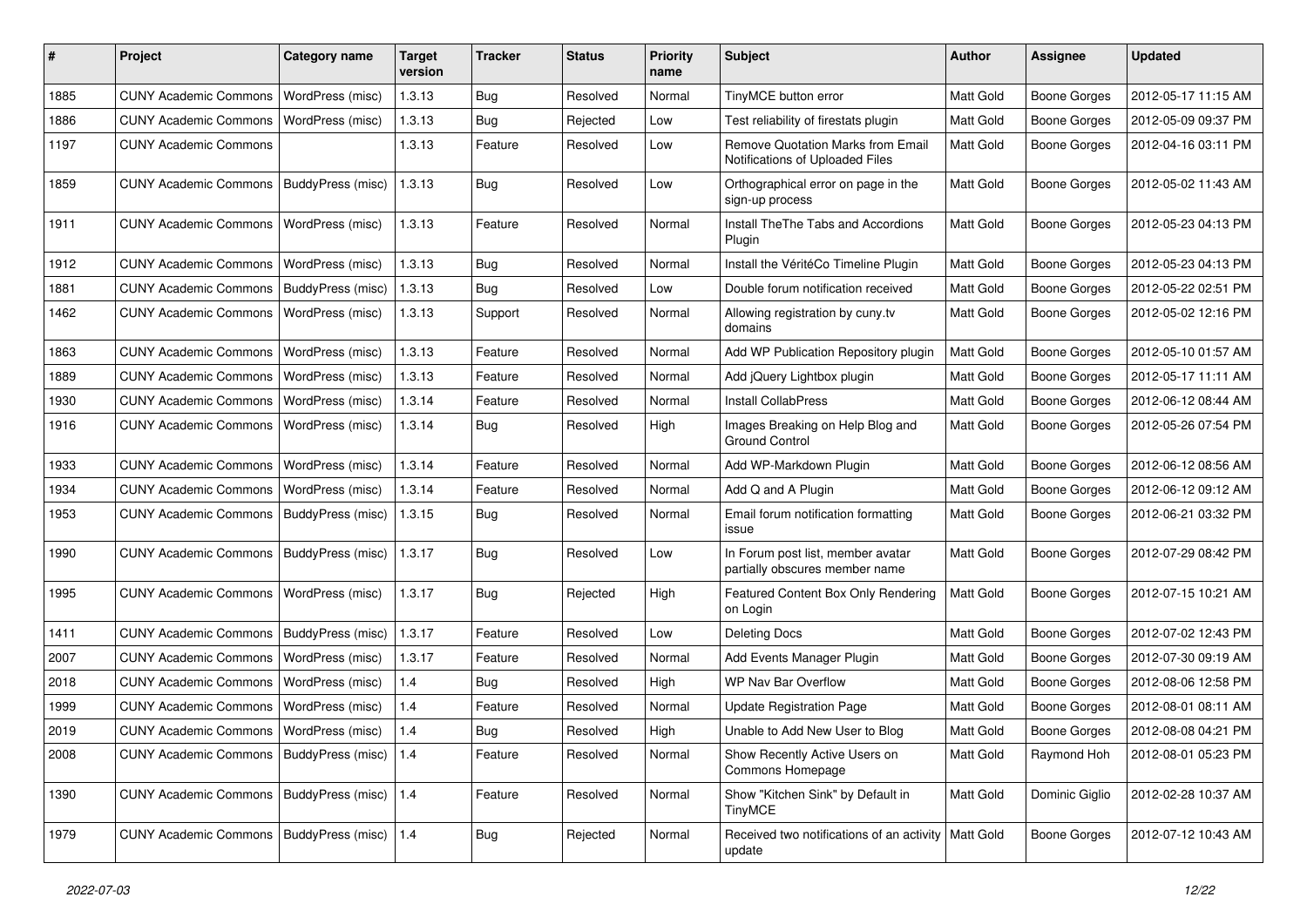| # | Project | Category name | Target version | Tracker | Status | Priority name | Subject | Author | Assignee | Updated |
|---|---|---|---|---|---|---|---|---|---|---|
| 1885 | CUNY Academic Commons | WordPress (misc) | 1.3.13 | Bug | Resolved | Normal | TinyMCE button error | Matt Gold | Boone Gorges | 2012-05-17 11:15 AM |
| 1886 | CUNY Academic Commons | WordPress (misc) | 1.3.13 | Bug | Rejected | Low | Test reliability of firestats plugin | Matt Gold | Boone Gorges | 2012-05-09 09:37 PM |
| 1197 | CUNY Academic Commons | | 1.3.13 | Feature | Resolved | Low | Remove Quotation Marks from Email Notifications of Uploaded Files | Matt Gold | Boone Gorges | 2012-04-16 03:11 PM |
| 1859 | CUNY Academic Commons | BuddyPress (misc) | 1.3.13 | Bug | Resolved | Low | Orthographical error on page in the sign-up process | Matt Gold | Boone Gorges | 2012-05-02 11:43 AM |
| 1911 | CUNY Academic Commons | WordPress (misc) | 1.3.13 | Feature | Resolved | Normal | Install TheThe Tabs and Accordions Plugin | Matt Gold | Boone Gorges | 2012-05-23 04:13 PM |
| 1912 | CUNY Academic Commons | WordPress (misc) | 1.3.13 | Bug | Resolved | Normal | Install the VéritéCo Timeline Plugin | Matt Gold | Boone Gorges | 2012-05-23 04:13 PM |
| 1881 | CUNY Academic Commons | BuddyPress (misc) | 1.3.13 | Bug | Resolved | Low | Double forum notification received | Matt Gold | Boone Gorges | 2012-05-22 02:51 PM |
| 1462 | CUNY Academic Commons | WordPress (misc) | 1.3.13 | Support | Resolved | Normal | Allowing registration by cuny.tv domains | Matt Gold | Boone Gorges | 2012-05-02 12:16 PM |
| 1863 | CUNY Academic Commons | WordPress (misc) | 1.3.13 | Feature | Resolved | Normal | Add WP Publication Repository plugin | Matt Gold | Boone Gorges | 2012-05-10 01:57 AM |
| 1889 | CUNY Academic Commons | WordPress (misc) | 1.3.13 | Feature | Resolved | Normal | Add jQuery Lightbox plugin | Matt Gold | Boone Gorges | 2012-05-17 11:11 AM |
| 1930 | CUNY Academic Commons | WordPress (misc) | 1.3.14 | Feature | Resolved | Normal | Install CollabPress | Matt Gold | Boone Gorges | 2012-06-12 08:44 AM |
| 1916 | CUNY Academic Commons | WordPress (misc) | 1.3.14 | Bug | Resolved | High | Images Breaking on Help Blog and Ground Control | Matt Gold | Boone Gorges | 2012-05-26 07:54 PM |
| 1933 | CUNY Academic Commons | WordPress (misc) | 1.3.14 | Feature | Resolved | Normal | Add WP-Markdown Plugin | Matt Gold | Boone Gorges | 2012-06-12 08:56 AM |
| 1934 | CUNY Academic Commons | WordPress (misc) | 1.3.14 | Feature | Resolved | Normal | Add Q and A Plugin | Matt Gold | Boone Gorges | 2012-06-12 09:12 AM |
| 1953 | CUNY Academic Commons | BuddyPress (misc) | 1.3.15 | Bug | Resolved | Normal | Email forum notification formatting issue | Matt Gold | Boone Gorges | 2012-06-21 03:32 PM |
| 1990 | CUNY Academic Commons | BuddyPress (misc) | 1.3.17 | Bug | Resolved | Low | In Forum post list, member avatar partially obscures member name | Matt Gold | Boone Gorges | 2012-07-29 08:42 PM |
| 1995 | CUNY Academic Commons | WordPress (misc) | 1.3.17 | Bug | Rejected | High | Featured Content Box Only Rendering on Login | Matt Gold | Boone Gorges | 2012-07-15 10:21 AM |
| 1411 | CUNY Academic Commons | BuddyPress (misc) | 1.3.17 | Feature | Resolved | Low | Deleting Docs | Matt Gold | Boone Gorges | 2012-07-02 12:43 PM |
| 2007 | CUNY Academic Commons | WordPress (misc) | 1.3.17 | Feature | Resolved | Normal | Add Events Manager Plugin | Matt Gold | Boone Gorges | 2012-07-30 09:19 AM |
| 2018 | CUNY Academic Commons | WordPress (misc) | 1.4 | Bug | Resolved | High | WP Nav Bar Overflow | Matt Gold | Boone Gorges | 2012-08-06 12:58 PM |
| 1999 | CUNY Academic Commons | WordPress (misc) | 1.4 | Feature | Resolved | Normal | Update Registration Page | Matt Gold | Boone Gorges | 2012-08-01 08:11 AM |
| 2019 | CUNY Academic Commons | WordPress (misc) | 1.4 | Bug | Resolved | High | Unable to Add New User to Blog | Matt Gold | Boone Gorges | 2012-08-08 04:21 PM |
| 2008 | CUNY Academic Commons | BuddyPress (misc) | 1.4 | Feature | Resolved | Normal | Show Recently Active Users on Commons Homepage | Matt Gold | Raymond Hoh | 2012-08-01 05:23 PM |
| 1390 | CUNY Academic Commons | BuddyPress (misc) | 1.4 | Feature | Resolved | Normal | Show "Kitchen Sink" by Default in TinyMCE | Matt Gold | Dominic Giglio | 2012-02-28 10:37 AM |
| 1979 | CUNY Academic Commons | BuddyPress (misc) | 1.4 | Bug | Rejected | Normal | Received two notifications of an activity update | Matt Gold | Boone Gorges | 2012-07-12 10:43 AM |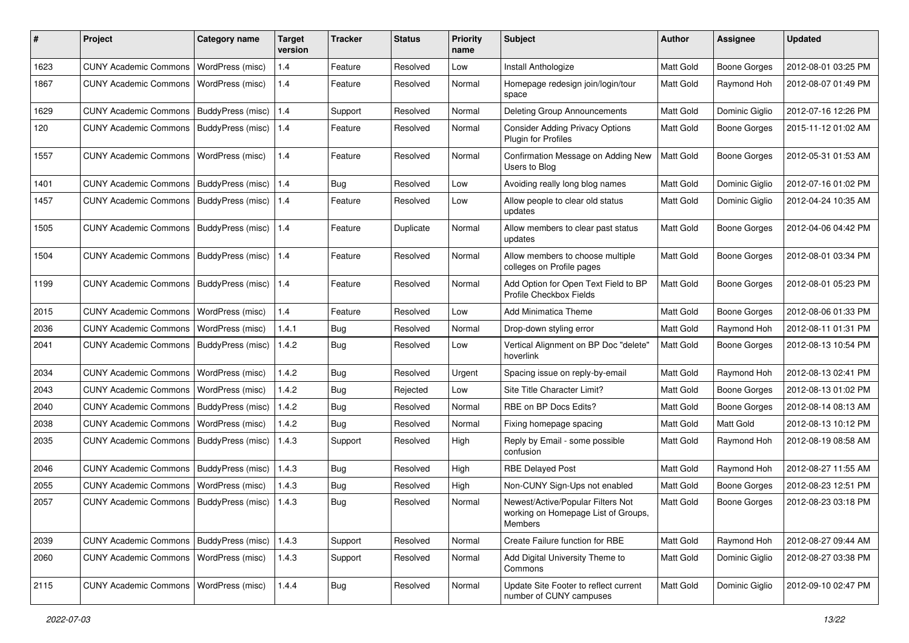| # | Project | Category name | Target version | Tracker | Status | Priority name | Subject | Author | Assignee | Updated |
|---|---|---|---|---|---|---|---|---|---|---|
| 1623 | CUNY Academic Commons | WordPress (misc) | 1.4 | Feature | Resolved | Low | Install Anthologize | Matt Gold | Boone Gorges | 2012-08-01 03:25 PM |
| 1867 | CUNY Academic Commons | WordPress (misc) | 1.4 | Feature | Resolved | Normal | Homepage redesign join/login/tour space | Matt Gold | Raymond Hoh | 2012-08-07 01:49 PM |
| 1629 | CUNY Academic Commons | BuddyPress (misc) | 1.4 | Support | Resolved | Normal | Deleting Group Announcements | Matt Gold | Dominic Giglio | 2012-07-16 12:26 PM |
| 120 | CUNY Academic Commons | BuddyPress (misc) | 1.4 | Feature | Resolved | Normal | Consider Adding Privacy Options Plugin for Profiles | Matt Gold | Boone Gorges | 2015-11-12 01:02 AM |
| 1557 | CUNY Academic Commons | WordPress (misc) | 1.4 | Feature | Resolved | Normal | Confirmation Message on Adding New Users to Blog | Matt Gold | Boone Gorges | 2012-05-31 01:53 AM |
| 1401 | CUNY Academic Commons | BuddyPress (misc) | 1.4 | Bug | Resolved | Low | Avoiding really long blog names | Matt Gold | Dominic Giglio | 2012-07-16 01:02 PM |
| 1457 | CUNY Academic Commons | BuddyPress (misc) | 1.4 | Feature | Resolved | Low | Allow people to clear old status updates | Matt Gold | Dominic Giglio | 2012-04-24 10:35 AM |
| 1505 | CUNY Academic Commons | BuddyPress (misc) | 1.4 | Feature | Duplicate | Normal | Allow members to clear past status updates | Matt Gold | Boone Gorges | 2012-04-06 04:42 PM |
| 1504 | CUNY Academic Commons | BuddyPress (misc) | 1.4 | Feature | Resolved | Normal | Allow members to choose multiple colleges on Profile pages | Matt Gold | Boone Gorges | 2012-08-01 03:34 PM |
| 1199 | CUNY Academic Commons | BuddyPress (misc) | 1.4 | Feature | Resolved | Normal | Add Option for Open Text Field to BP Profile Checkbox Fields | Matt Gold | Boone Gorges | 2012-08-01 05:23 PM |
| 2015 | CUNY Academic Commons | WordPress (misc) | 1.4 | Feature | Resolved | Low | Add Minimatica Theme | Matt Gold | Boone Gorges | 2012-08-06 01:33 PM |
| 2036 | CUNY Academic Commons | WordPress (misc) | 1.4.1 | Bug | Resolved | Normal | Drop-down styling error | Matt Gold | Raymond Hoh | 2012-08-11 01:31 PM |
| 2041 | CUNY Academic Commons | BuddyPress (misc) | 1.4.2 | Bug | Resolved | Low | Vertical Alignment on BP Doc "delete" hoverlink | Matt Gold | Boone Gorges | 2012-08-13 10:54 PM |
| 2034 | CUNY Academic Commons | WordPress (misc) | 1.4.2 | Bug | Resolved | Urgent | Spacing issue on reply-by-email | Matt Gold | Raymond Hoh | 2012-08-13 02:41 PM |
| 2043 | CUNY Academic Commons | WordPress (misc) | 1.4.2 | Bug | Rejected | Low | Site Title Character Limit? | Matt Gold | Boone Gorges | 2012-08-13 01:02 PM |
| 2040 | CUNY Academic Commons | BuddyPress (misc) | 1.4.2 | Bug | Resolved | Normal | RBE on BP Docs Edits? | Matt Gold | Boone Gorges | 2012-08-14 08:13 AM |
| 2038 | CUNY Academic Commons | WordPress (misc) | 1.4.2 | Bug | Resolved | Normal | Fixing homepage spacing | Matt Gold | Matt Gold | 2012-08-13 10:12 PM |
| 2035 | CUNY Academic Commons | BuddyPress (misc) | 1.4.3 | Support | Resolved | High | Reply by Email - some possible confusion | Matt Gold | Raymond Hoh | 2012-08-19 08:58 AM |
| 2046 | CUNY Academic Commons | BuddyPress (misc) | 1.4.3 | Bug | Resolved | High | RBE Delayed Post | Matt Gold | Raymond Hoh | 2012-08-27 11:55 AM |
| 2055 | CUNY Academic Commons | WordPress (misc) | 1.4.3 | Bug | Resolved | High | Non-CUNY Sign-Ups not enabled | Matt Gold | Boone Gorges | 2012-08-23 12:51 PM |
| 2057 | CUNY Academic Commons | BuddyPress (misc) | 1.4.3 | Bug | Resolved | Normal | Newest/Active/Popular Filters Not working on Homepage List of Groups, Members | Matt Gold | Boone Gorges | 2012-08-23 03:18 PM |
| 2039 | CUNY Academic Commons | BuddyPress (misc) | 1.4.3 | Support | Resolved | Normal | Create Failure function for RBE | Matt Gold | Raymond Hoh | 2012-08-27 09:44 AM |
| 2060 | CUNY Academic Commons | WordPress (misc) | 1.4.3 | Support | Resolved | Normal | Add Digital University Theme to Commons | Matt Gold | Dominic Giglio | 2012-08-27 03:38 PM |
| 2115 | CUNY Academic Commons | WordPress (misc) | 1.4.4 | Bug | Resolved | Normal | Update Site Footer to reflect current number of CUNY campuses | Matt Gold | Dominic Giglio | 2012-09-10 02:47 PM |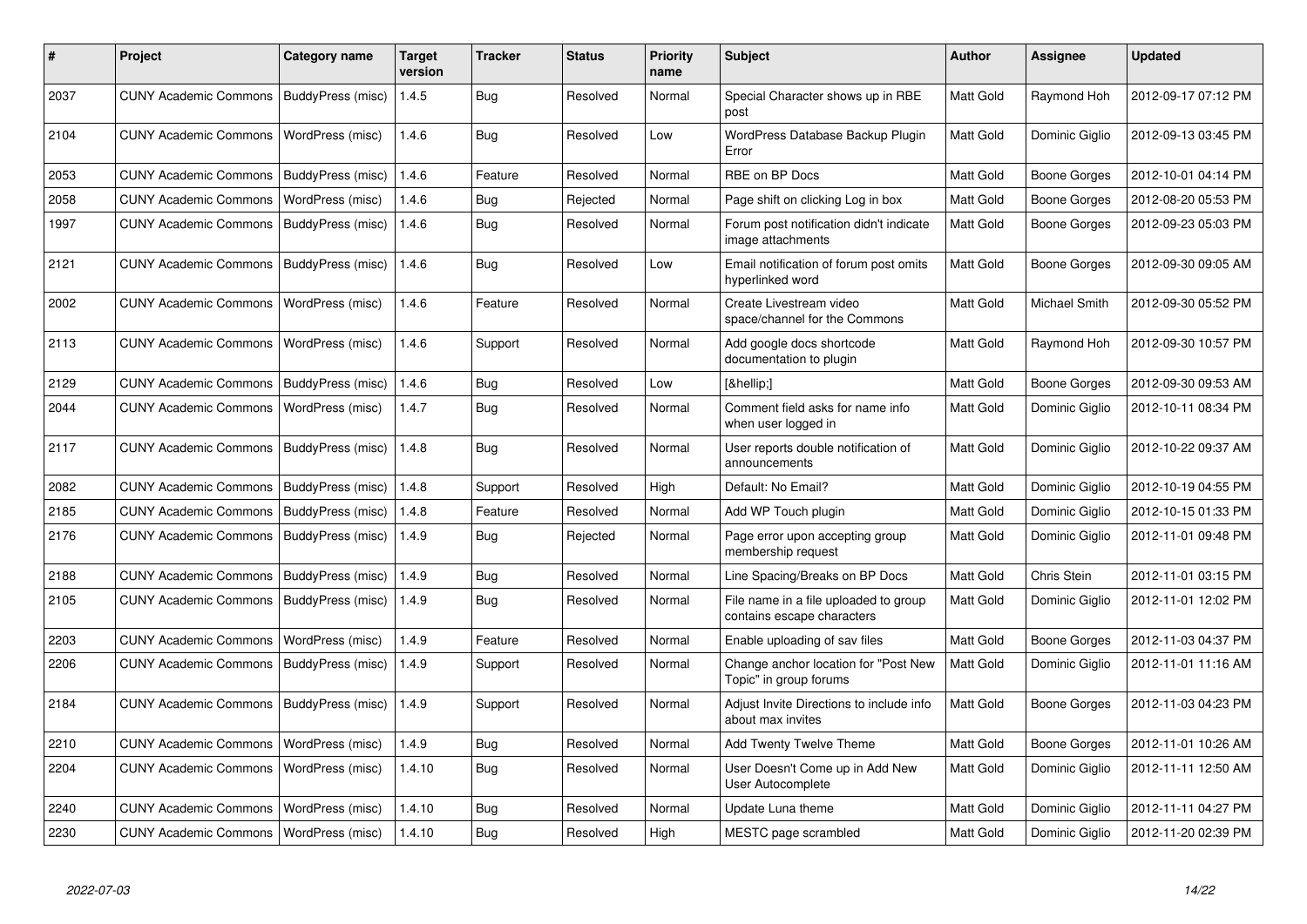| # | Project | Category name | Target version | Tracker | Status | Priority name | Subject | Author | Assignee | Updated |
|---|---|---|---|---|---|---|---|---|---|---|
| 2037 | CUNY Academic Commons | BuddyPress (misc) | 1.4.5 | Bug | Resolved | Normal | Special Character shows up in RBE post | Matt Gold | Raymond Hoh | 2012-09-17 07:12 PM |
| 2104 | CUNY Academic Commons | WordPress (misc) | 1.4.6 | Bug | Resolved | Low | WordPress Database Backup Plugin Error | Matt Gold | Dominic Giglio | 2012-09-13 03:45 PM |
| 2053 | CUNY Academic Commons | BuddyPress (misc) | 1.4.6 | Feature | Resolved | Normal | RBE on BP Docs | Matt Gold | Boone Gorges | 2012-10-01 04:14 PM |
| 2058 | CUNY Academic Commons | WordPress (misc) | 1.4.6 | Bug | Rejected | Normal | Page shift on clicking Log in box | Matt Gold | Boone Gorges | 2012-08-20 05:53 PM |
| 1997 | CUNY Academic Commons | BuddyPress (misc) | 1.4.6 | Bug | Resolved | Normal | Forum post notification didn't indicate image attachments | Matt Gold | Boone Gorges | 2012-09-23 05:03 PM |
| 2121 | CUNY Academic Commons | BuddyPress (misc) | 1.4.6 | Bug | Resolved | Low | Email notification of forum post omits hyperlinked word | Matt Gold | Boone Gorges | 2012-09-30 09:05 AM |
| 2002 | CUNY Academic Commons | WordPress (misc) | 1.4.6 | Feature | Resolved | Normal | Create Livestream video space/channel for the Commons | Matt Gold | Michael Smith | 2012-09-30 05:52 PM |
| 2113 | CUNY Academic Commons | WordPress (misc) | 1.4.6 | Support | Resolved | Normal | Add google docs shortcode documentation to plugin | Matt Gold | Raymond Hoh | 2012-09-30 10:57 PM |
| 2129 | CUNY Academic Commons | BuddyPress (misc) | 1.4.6 | Bug | Resolved | Low | [&hellip;] | Matt Gold | Boone Gorges | 2012-09-30 09:53 AM |
| 2044 | CUNY Academic Commons | WordPress (misc) | 1.4.7 | Bug | Resolved | Normal | Comment field asks for name info when user logged in | Matt Gold | Dominic Giglio | 2012-10-11 08:34 PM |
| 2117 | CUNY Academic Commons | BuddyPress (misc) | 1.4.8 | Bug | Resolved | Normal | User reports double notification of announcements | Matt Gold | Dominic Giglio | 2012-10-22 09:37 AM |
| 2082 | CUNY Academic Commons | BuddyPress (misc) | 1.4.8 | Support | Resolved | High | Default: No Email? | Matt Gold | Dominic Giglio | 2012-10-19 04:55 PM |
| 2185 | CUNY Academic Commons | BuddyPress (misc) | 1.4.8 | Feature | Resolved | Normal | Add WP Touch plugin | Matt Gold | Dominic Giglio | 2012-10-15 01:33 PM |
| 2176 | CUNY Academic Commons | BuddyPress (misc) | 1.4.9 | Bug | Rejected | Normal | Page error upon accepting group membership request | Matt Gold | Dominic Giglio | 2012-11-01 09:48 PM |
| 2188 | CUNY Academic Commons | BuddyPress (misc) | 1.4.9 | Bug | Resolved | Normal | Line Spacing/Breaks on BP Docs | Matt Gold | Chris Stein | 2012-11-01 03:15 PM |
| 2105 | CUNY Academic Commons | BuddyPress (misc) | 1.4.9 | Bug | Resolved | Normal | File name in a file uploaded to group contains escape characters | Matt Gold | Dominic Giglio | 2012-11-01 12:02 PM |
| 2203 | CUNY Academic Commons | WordPress (misc) | 1.4.9 | Feature | Resolved | Normal | Enable uploading of sav files | Matt Gold | Boone Gorges | 2012-11-03 04:37 PM |
| 2206 | CUNY Academic Commons | BuddyPress (misc) | 1.4.9 | Support | Resolved | Normal | Change anchor location for "Post New Topic" in group forums | Matt Gold | Dominic Giglio | 2012-11-01 11:16 AM |
| 2184 | CUNY Academic Commons | BuddyPress (misc) | 1.4.9 | Support | Resolved | Normal | Adjust Invite Directions to include info about max invites | Matt Gold | Boone Gorges | 2012-11-03 04:23 PM |
| 2210 | CUNY Academic Commons | WordPress (misc) | 1.4.9 | Bug | Resolved | Normal | Add Twenty Twelve Theme | Matt Gold | Boone Gorges | 2012-11-01 10:26 AM |
| 2204 | CUNY Academic Commons | WordPress (misc) | 1.4.10 | Bug | Resolved | Normal | User Doesn't Come up in Add New User Autocomplete | Matt Gold | Dominic Giglio | 2012-11-11 12:50 AM |
| 2240 | CUNY Academic Commons | WordPress (misc) | 1.4.10 | Bug | Resolved | Normal | Update Luna theme | Matt Gold | Dominic Giglio | 2012-11-11 04:27 PM |
| 2230 | CUNY Academic Commons | WordPress (misc) | 1.4.10 | Bug | Resolved | High | MESTC page scrambled | Matt Gold | Dominic Giglio | 2012-11-20 02:39 PM |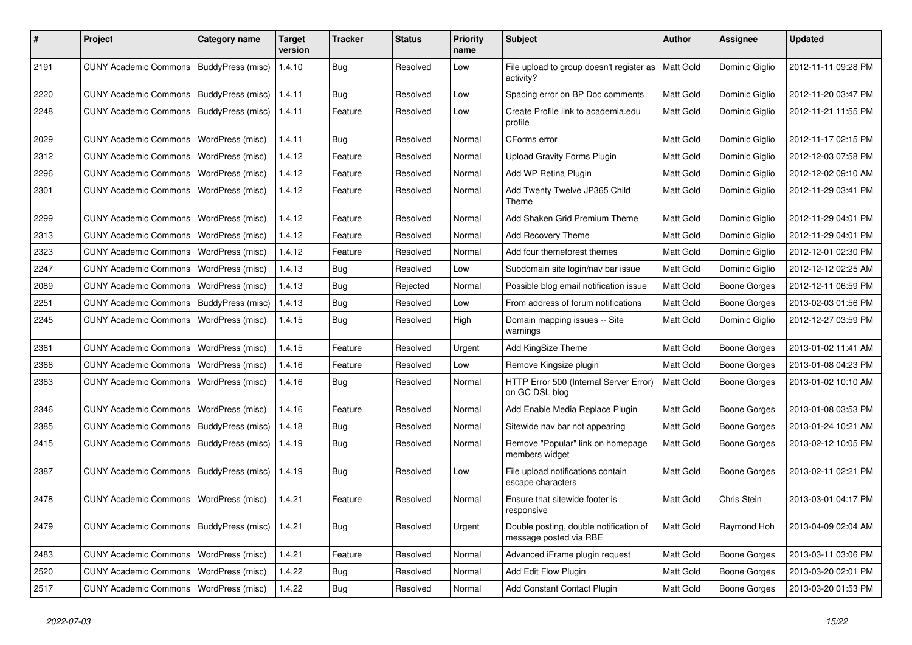| # | Project | Category name | Target version | Tracker | Status | Priority name | Subject | Author | Assignee | Updated |
|---|---|---|---|---|---|---|---|---|---|---|
| 2191 | CUNY Academic Commons | BuddyPress (misc) | 1.4.10 | Bug | Resolved | Low | File upload to group doesn't register as activity? | Matt Gold | Dominic Giglio | 2012-11-11 09:28 PM |
| 2220 | CUNY Academic Commons | BuddyPress (misc) | 1.4.11 | Bug | Resolved | Low | Spacing error on BP Doc comments | Matt Gold | Dominic Giglio | 2012-11-20 03:47 PM |
| 2248 | CUNY Academic Commons | BuddyPress (misc) | 1.4.11 | Feature | Resolved | Low | Create Profile link to academia.edu profile | Matt Gold | Dominic Giglio | 2012-11-21 11:55 PM |
| 2029 | CUNY Academic Commons | WordPress (misc) | 1.4.11 | Bug | Resolved | Normal | CForms error | Matt Gold | Dominic Giglio | 2012-11-17 02:15 PM |
| 2312 | CUNY Academic Commons | WordPress (misc) | 1.4.12 | Feature | Resolved | Normal | Upload Gravity Forms Plugin | Matt Gold | Dominic Giglio | 2012-12-03 07:58 PM |
| 2296 | CUNY Academic Commons | WordPress (misc) | 1.4.12 | Feature | Resolved | Normal | Add WP Retina Plugin | Matt Gold | Dominic Giglio | 2012-12-02 09:10 AM |
| 2301 | CUNY Academic Commons | WordPress (misc) | 1.4.12 | Feature | Resolved | Normal | Add Twenty Twelve JP365 Child Theme | Matt Gold | Dominic Giglio | 2012-11-29 03:41 PM |
| 2299 | CUNY Academic Commons | WordPress (misc) | 1.4.12 | Feature | Resolved | Normal | Add Shaken Grid Premium Theme | Matt Gold | Dominic Giglio | 2012-11-29 04:01 PM |
| 2313 | CUNY Academic Commons | WordPress (misc) | 1.4.12 | Feature | Resolved | Normal | Add Recovery Theme | Matt Gold | Dominic Giglio | 2012-11-29 04:01 PM |
| 2323 | CUNY Academic Commons | WordPress (misc) | 1.4.12 | Feature | Resolved | Normal | Add four themeforest themes | Matt Gold | Dominic Giglio | 2012-12-01 02:30 PM |
| 2247 | CUNY Academic Commons | WordPress (misc) | 1.4.13 | Bug | Resolved | Low | Subdomain site login/nav bar issue | Matt Gold | Dominic Giglio | 2012-12-12 02:25 AM |
| 2089 | CUNY Academic Commons | WordPress (misc) | 1.4.13 | Bug | Rejected | Normal | Possible blog email notification issue | Matt Gold | Boone Gorges | 2012-12-11 06:59 PM |
| 2251 | CUNY Academic Commons | BuddyPress (misc) | 1.4.13 | Bug | Resolved | Low | From address of forum notifications | Matt Gold | Boone Gorges | 2013-02-03 01:56 PM |
| 2245 | CUNY Academic Commons | WordPress (misc) | 1.4.15 | Bug | Resolved | High | Domain mapping issues -- Site warnings | Matt Gold | Dominic Giglio | 2012-12-27 03:59 PM |
| 2361 | CUNY Academic Commons | WordPress (misc) | 1.4.15 | Feature | Resolved | Urgent | Add KingSize Theme | Matt Gold | Boone Gorges | 2013-01-02 11:41 AM |
| 2366 | CUNY Academic Commons | WordPress (misc) | 1.4.16 | Feature | Resolved | Low | Remove Kingsize plugin | Matt Gold | Boone Gorges | 2013-01-08 04:23 PM |
| 2363 | CUNY Academic Commons | WordPress (misc) | 1.4.16 | Bug | Resolved | Normal | HTTP Error 500 (Internal Server Error) on GC DSL blog | Matt Gold | Boone Gorges | 2013-01-02 10:10 AM |
| 2346 | CUNY Academic Commons | WordPress (misc) | 1.4.16 | Feature | Resolved | Normal | Add Enable Media Replace Plugin | Matt Gold | Boone Gorges | 2013-01-08 03:53 PM |
| 2385 | CUNY Academic Commons | BuddyPress (misc) | 1.4.18 | Bug | Resolved | Normal | Sitewide nav bar not appearing | Matt Gold | Boone Gorges | 2013-01-24 10:21 AM |
| 2415 | CUNY Academic Commons | BuddyPress (misc) | 1.4.19 | Bug | Resolved | Normal | Remove "Popular" link on homepage members widget | Matt Gold | Boone Gorges | 2013-02-12 10:05 PM |
| 2387 | CUNY Academic Commons | BuddyPress (misc) | 1.4.19 | Bug | Resolved | Low | File upload notifications contain escape characters | Matt Gold | Boone Gorges | 2013-02-11 02:21 PM |
| 2478 | CUNY Academic Commons | WordPress (misc) | 1.4.21 | Feature | Resolved | Normal | Ensure that sitewide footer is responsive | Matt Gold | Chris Stein | 2013-03-01 04:17 PM |
| 2479 | CUNY Academic Commons | BuddyPress (misc) | 1.4.21 | Bug | Resolved | Urgent | Double posting, double notification of message posted via RBE | Matt Gold | Raymond Hoh | 2013-04-09 02:04 AM |
| 2483 | CUNY Academic Commons | WordPress (misc) | 1.4.21 | Feature | Resolved | Normal | Advanced iFrame plugin request | Matt Gold | Boone Gorges | 2013-03-11 03:06 PM |
| 2520 | CUNY Academic Commons | WordPress (misc) | 1.4.22 | Bug | Resolved | Normal | Add Edit Flow Plugin | Matt Gold | Boone Gorges | 2013-03-20 02:01 PM |
| 2517 | CUNY Academic Commons | WordPress (misc) | 1.4.22 | Bug | Resolved | Normal | Add Constant Contact Plugin | Matt Gold | Boone Gorges | 2013-03-20 01:53 PM |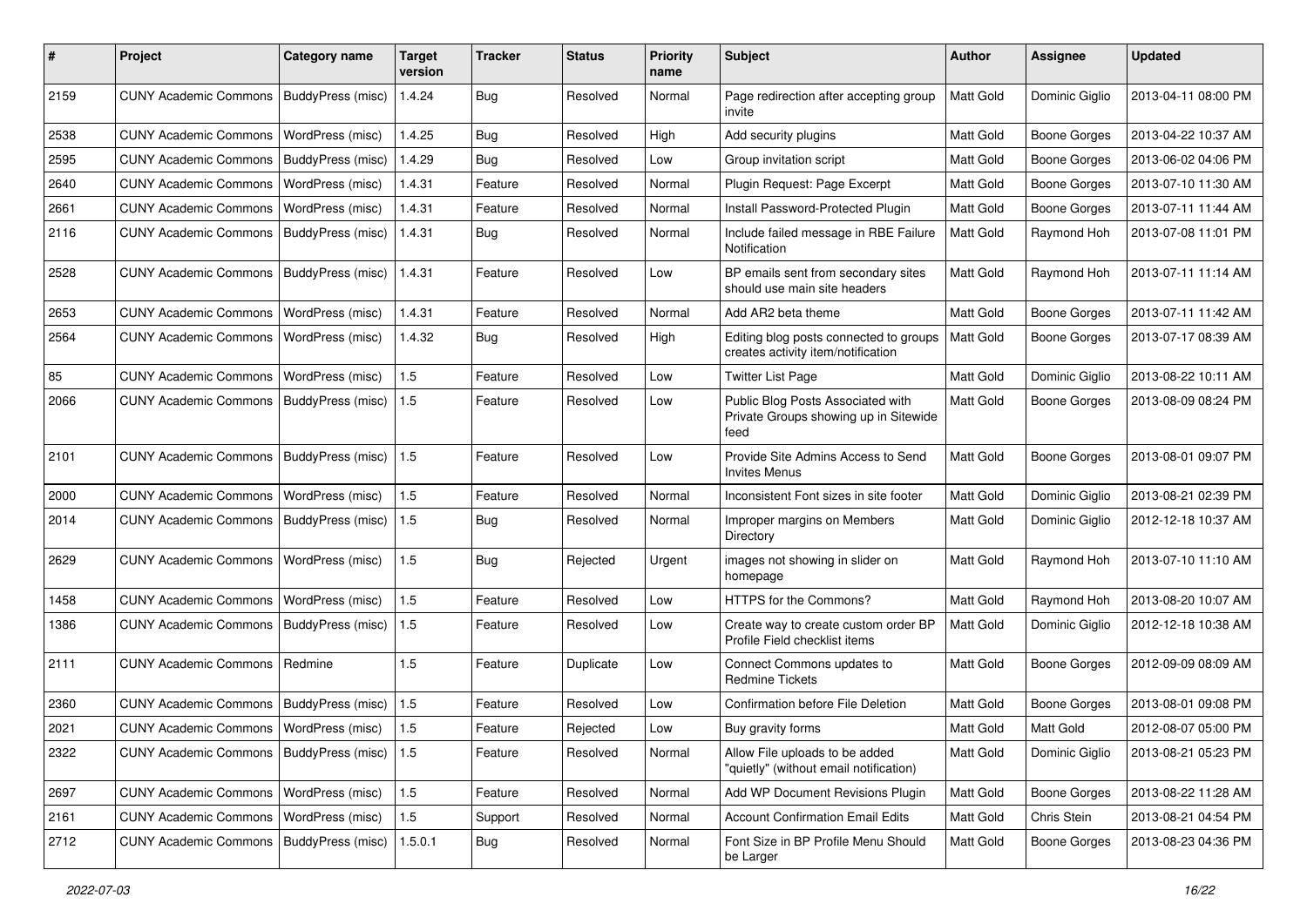| # | Project | Category name | Target version | Tracker | Status | Priority name | Subject | Author | Assignee | Updated |
|---|---|---|---|---|---|---|---|---|---|---|
| 2159 | CUNY Academic Commons | BuddyPress (misc) | 1.4.24 | Bug | Resolved | Normal | Page redirection after accepting group invite | Matt Gold | Dominic Giglio | 2013-04-11 08:00 PM |
| 2538 | CUNY Academic Commons | WordPress (misc) | 1.4.25 | Bug | Resolved | High | Add security plugins | Matt Gold | Boone Gorges | 2013-04-22 10:37 AM |
| 2595 | CUNY Academic Commons | BuddyPress (misc) | 1.4.29 | Bug | Resolved | Low | Group invitation script | Matt Gold | Boone Gorges | 2013-06-02 04:06 PM |
| 2640 | CUNY Academic Commons | WordPress (misc) | 1.4.31 | Feature | Resolved | Normal | Plugin Request: Page Excerpt | Matt Gold | Boone Gorges | 2013-07-10 11:30 AM |
| 2661 | CUNY Academic Commons | WordPress (misc) | 1.4.31 | Feature | Resolved | Normal | Install Password-Protected Plugin | Matt Gold | Boone Gorges | 2013-07-11 11:44 AM |
| 2116 | CUNY Academic Commons | BuddyPress (misc) | 1.4.31 | Bug | Resolved | Normal | Include failed message in RBE Failure Notification | Matt Gold | Raymond Hoh | 2013-07-08 11:01 PM |
| 2528 | CUNY Academic Commons | BuddyPress (misc) | 1.4.31 | Feature | Resolved | Low | BP emails sent from secondary sites should use main site headers | Matt Gold | Raymond Hoh | 2013-07-11 11:14 AM |
| 2653 | CUNY Academic Commons | WordPress (misc) | 1.4.31 | Feature | Resolved | Normal | Add AR2 beta theme | Matt Gold | Boone Gorges | 2013-07-11 11:42 AM |
| 2564 | CUNY Academic Commons | WordPress (misc) | 1.4.32 | Bug | Resolved | High | Editing blog posts connected to groups creates activity item/notification | Matt Gold | Boone Gorges | 2013-07-17 08:39 AM |
| 85 | CUNY Academic Commons | WordPress (misc) | 1.5 | Feature | Resolved | Low | Twitter List Page | Matt Gold | Dominic Giglio | 2013-08-22 10:11 AM |
| 2066 | CUNY Academic Commons | BuddyPress (misc) | 1.5 | Feature | Resolved | Low | Public Blog Posts Associated with Private Groups showing up in Sitewide feed | Matt Gold | Boone Gorges | 2013-08-09 08:24 PM |
| 2101 | CUNY Academic Commons | BuddyPress (misc) | 1.5 | Feature | Resolved | Low | Provide Site Admins Access to Send Invites Menus | Matt Gold | Boone Gorges | 2013-08-01 09:07 PM |
| 2000 | CUNY Academic Commons | WordPress (misc) | 1.5 | Feature | Resolved | Normal | Inconsistent Font sizes in site footer | Matt Gold | Dominic Giglio | 2013-08-21 02:39 PM |
| 2014 | CUNY Academic Commons | BuddyPress (misc) | 1.5 | Bug | Resolved | Normal | Improper margins on Members Directory | Matt Gold | Dominic Giglio | 2012-12-18 10:37 AM |
| 2629 | CUNY Academic Commons | WordPress (misc) | 1.5 | Bug | Rejected | Urgent | images not showing in slider on homepage | Matt Gold | Raymond Hoh | 2013-07-10 11:10 AM |
| 1458 | CUNY Academic Commons | WordPress (misc) | 1.5 | Feature | Resolved | Low | HTTPS for the Commons? | Matt Gold | Raymond Hoh | 2013-08-20 10:07 AM |
| 1386 | CUNY Academic Commons | BuddyPress (misc) | 1.5 | Feature | Resolved | Low | Create way to create custom order BP Profile Field checklist items | Matt Gold | Dominic Giglio | 2012-12-18 10:38 AM |
| 2111 | CUNY Academic Commons | Redmine | 1.5 | Feature | Duplicate | Low | Connect Commons updates to Redmine Tickets | Matt Gold | Boone Gorges | 2012-09-09 08:09 AM |
| 2360 | CUNY Academic Commons | BuddyPress (misc) | 1.5 | Feature | Resolved | Low | Confirmation before File Deletion | Matt Gold | Boone Gorges | 2013-08-01 09:08 PM |
| 2021 | CUNY Academic Commons | WordPress (misc) | 1.5 | Feature | Rejected | Low | Buy gravity forms | Matt Gold | Matt Gold | 2012-08-07 05:00 PM |
| 2322 | CUNY Academic Commons | BuddyPress (misc) | 1.5 | Feature | Resolved | Normal | Allow File uploads to be added "quietly" (without email notification) | Matt Gold | Dominic Giglio | 2013-08-21 05:23 PM |
| 2697 | CUNY Academic Commons | WordPress (misc) | 1.5 | Feature | Resolved | Normal | Add WP Document Revisions Plugin | Matt Gold | Boone Gorges | 2013-08-22 11:28 AM |
| 2161 | CUNY Academic Commons | WordPress (misc) | 1.5 | Support | Resolved | Normal | Account Confirmation Email Edits | Matt Gold | Chris Stein | 2013-08-21 04:54 PM |
| 2712 | CUNY Academic Commons | BuddyPress (misc) | 1.5.0.1 | Bug | Resolved | Normal | Font Size in BP Profile Menu Should be Larger | Matt Gold | Boone Gorges | 2013-08-23 04:36 PM |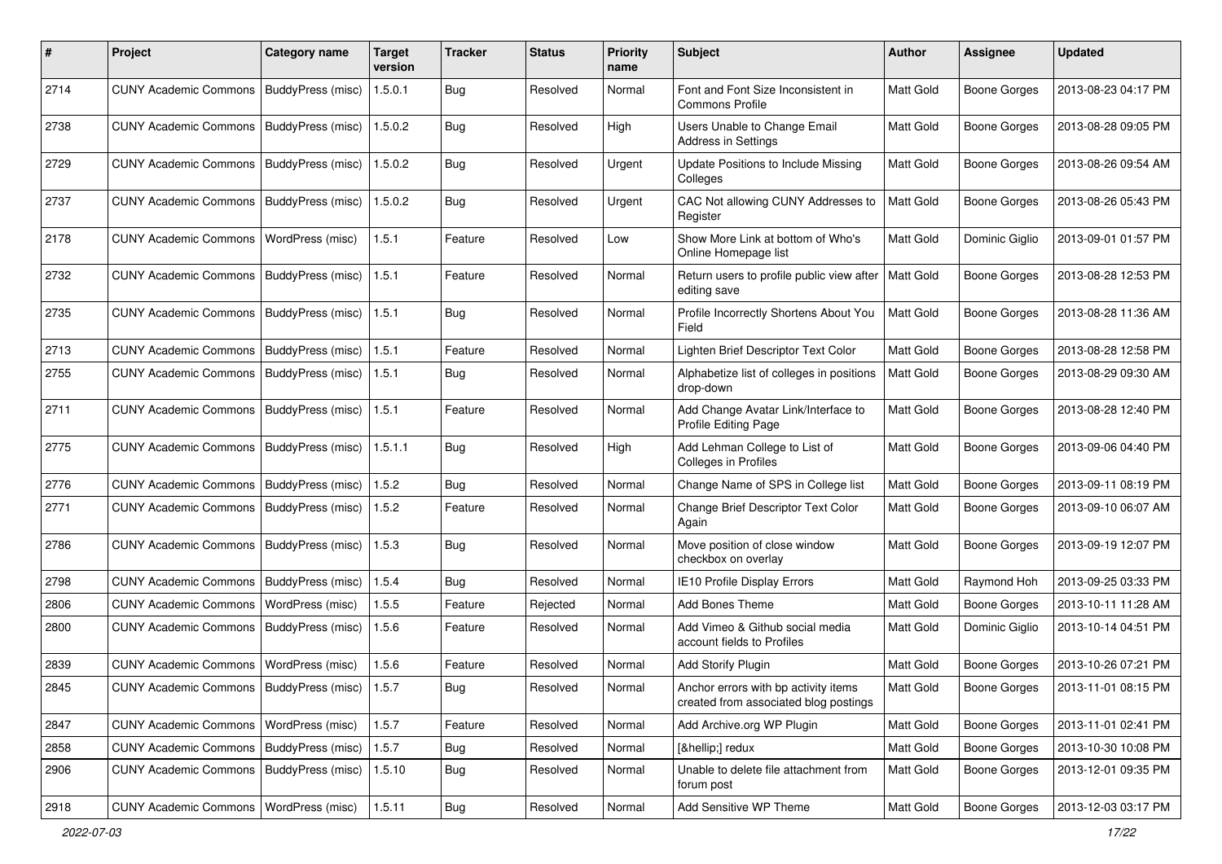| # | Project | Category name | Target version | Tracker | Status | Priority name | Subject | Author | Assignee | Updated |
|---|---|---|---|---|---|---|---|---|---|---|
| 2714 | CUNY Academic Commons | BuddyPress (misc) | 1.5.0.1 | Bug | Resolved | Normal | Font and Font Size Inconsistent in Commons Profile | Matt Gold | Boone Gorges | 2013-08-23 04:17 PM |
| 2738 | CUNY Academic Commons | BuddyPress (misc) | 1.5.0.2 | Bug | Resolved | High | Users Unable to Change Email Address in Settings | Matt Gold | Boone Gorges | 2013-08-28 09:05 PM |
| 2729 | CUNY Academic Commons | BuddyPress (misc) | 1.5.0.2 | Bug | Resolved | Urgent | Update Positions to Include Missing Colleges | Matt Gold | Boone Gorges | 2013-08-26 09:54 AM |
| 2737 | CUNY Academic Commons | BuddyPress (misc) | 1.5.0.2 | Bug | Resolved | Urgent | CAC Not allowing CUNY Addresses to Register | Matt Gold | Boone Gorges | 2013-08-26 05:43 PM |
| 2178 | CUNY Academic Commons | WordPress (misc) | 1.5.1 | Feature | Resolved | Low | Show More Link at bottom of Who's Online Homepage list | Matt Gold | Dominic Giglio | 2013-09-01 01:57 PM |
| 2732 | CUNY Academic Commons | BuddyPress (misc) | 1.5.1 | Feature | Resolved | Normal | Return users to profile public view after editing save | Matt Gold | Boone Gorges | 2013-08-28 12:53 PM |
| 2735 | CUNY Academic Commons | BuddyPress (misc) | 1.5.1 | Bug | Resolved | Normal | Profile Incorrectly Shortens About You Field | Matt Gold | Boone Gorges | 2013-08-28 11:36 AM |
| 2713 | CUNY Academic Commons | BuddyPress (misc) | 1.5.1 | Feature | Resolved | Normal | Lighten Brief Descriptor Text Color | Matt Gold | Boone Gorges | 2013-08-28 12:58 PM |
| 2755 | CUNY Academic Commons | BuddyPress (misc) | 1.5.1 | Bug | Resolved | Normal | Alphabetize list of colleges in positions drop-down | Matt Gold | Boone Gorges | 2013-08-29 09:30 AM |
| 2711 | CUNY Academic Commons | BuddyPress (misc) | 1.5.1 | Feature | Resolved | Normal | Add Change Avatar Link/Interface to Profile Editing Page | Matt Gold | Boone Gorges | 2013-08-28 12:40 PM |
| 2775 | CUNY Academic Commons | BuddyPress (misc) | 1.5.1.1 | Bug | Resolved | High | Add Lehman College to List of Colleges in Profiles | Matt Gold | Boone Gorges | 2013-09-06 04:40 PM |
| 2776 | CUNY Academic Commons | BuddyPress (misc) | 1.5.2 | Bug | Resolved | Normal | Change Name of SPS in College list | Matt Gold | Boone Gorges | 2013-09-11 08:19 PM |
| 2771 | CUNY Academic Commons | BuddyPress (misc) | 1.5.2 | Feature | Resolved | Normal | Change Brief Descriptor Text Color Again | Matt Gold | Boone Gorges | 2013-09-10 06:07 AM |
| 2786 | CUNY Academic Commons | BuddyPress (misc) | 1.5.3 | Bug | Resolved | Normal | Move position of close window checkbox on overlay | Matt Gold | Boone Gorges | 2013-09-19 12:07 PM |
| 2798 | CUNY Academic Commons | BuddyPress (misc) | 1.5.4 | Bug | Resolved | Normal | IE10 Profile Display Errors | Matt Gold | Raymond Hoh | 2013-09-25 03:33 PM |
| 2806 | CUNY Academic Commons | WordPress (misc) | 1.5.5 | Feature | Rejected | Normal | Add Bones Theme | Matt Gold | Boone Gorges | 2013-10-11 11:28 AM |
| 2800 | CUNY Academic Commons | BuddyPress (misc) | 1.5.6 | Feature | Resolved | Normal | Add Vimeo & Github social media account fields to Profiles | Matt Gold | Dominic Giglio | 2013-10-14 04:51 PM |
| 2839 | CUNY Academic Commons | WordPress (misc) | 1.5.6 | Feature | Resolved | Normal | Add Storify Plugin | Matt Gold | Boone Gorges | 2013-10-26 07:21 PM |
| 2845 | CUNY Academic Commons | BuddyPress (misc) | 1.5.7 | Bug | Resolved | Normal | Anchor errors with bp activity items created from associated blog postings | Matt Gold | Boone Gorges | 2013-11-01 08:15 PM |
| 2847 | CUNY Academic Commons | WordPress (misc) | 1.5.7 | Feature | Resolved | Normal | Add Archive.org WP Plugin | Matt Gold | Boone Gorges | 2013-11-01 02:41 PM |
| 2858 | CUNY Academic Commons | BuddyPress (misc) | 1.5.7 | Bug | Resolved | Normal | [&hellip;] redux | Matt Gold | Boone Gorges | 2013-10-30 10:08 PM |
| 2906 | CUNY Academic Commons | BuddyPress (misc) | 1.5.10 | Bug | Resolved | Normal | Unable to delete file attachment from forum post | Matt Gold | Boone Gorges | 2013-12-01 09:35 PM |
| 2918 | CUNY Academic Commons | WordPress (misc) | 1.5.11 | Bug | Resolved | Normal | Add Sensitive WP Theme | Matt Gold | Boone Gorges | 2013-12-03 03:17 PM |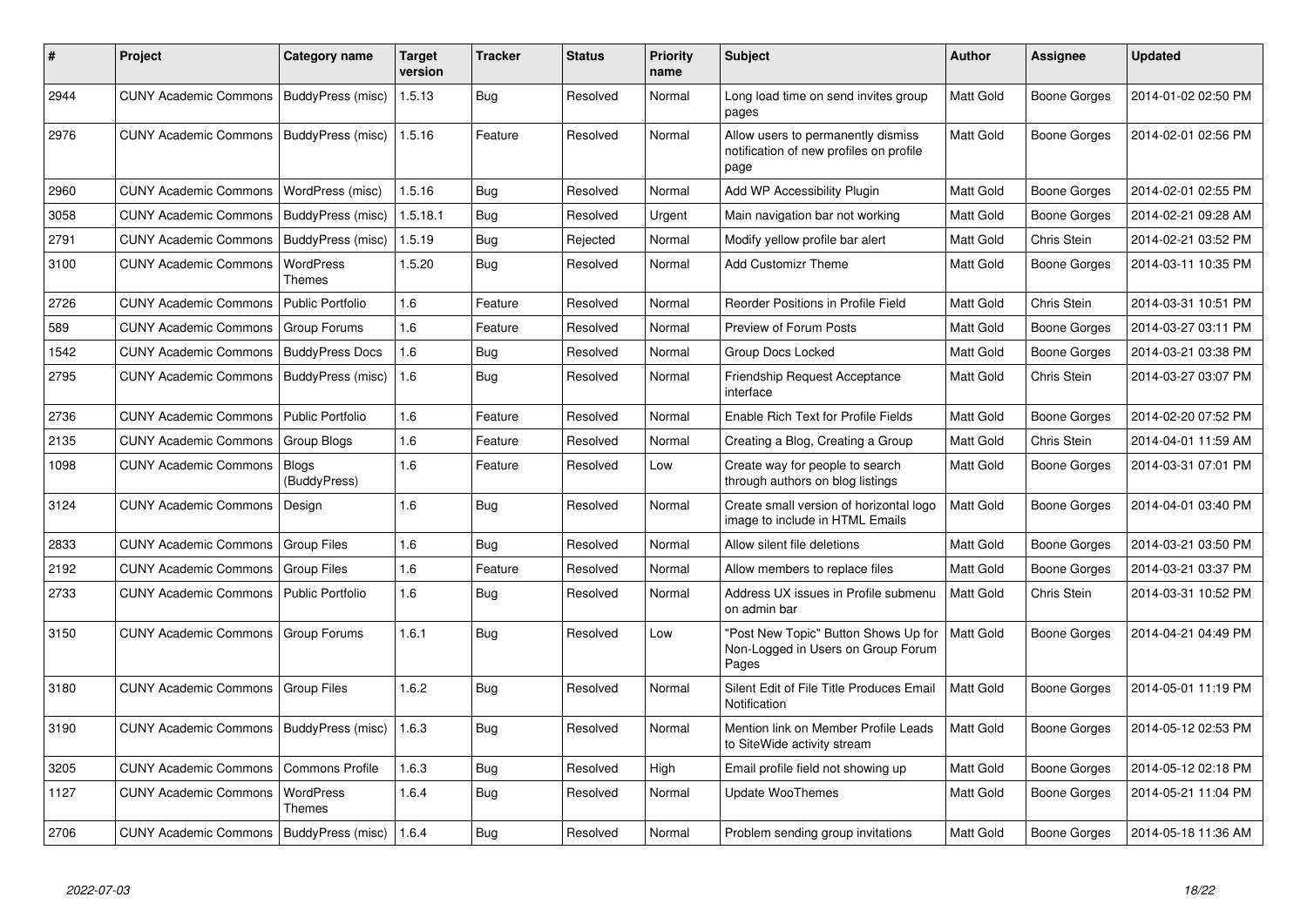| # | Project | Category name | Target version | Tracker | Status | Priority name | Subject | Author | Assignee | Updated |
|---|---|---|---|---|---|---|---|---|---|---|
| 2944 | CUNY Academic Commons | BuddyPress (misc) | 1.5.13 | Bug | Resolved | Normal | Long load time on send invites group pages | Matt Gold | Boone Gorges | 2014-01-02 02:50 PM |
| 2976 | CUNY Academic Commons | BuddyPress (misc) | 1.5.16 | Feature | Resolved | Normal | Allow users to permanently dismiss notification of new profiles on profile page | Matt Gold | Boone Gorges | 2014-02-01 02:56 PM |
| 2960 | CUNY Academic Commons | WordPress (misc) | 1.5.16 | Bug | Resolved | Normal | Add WP Accessibility Plugin | Matt Gold | Boone Gorges | 2014-02-01 02:55 PM |
| 3058 | CUNY Academic Commons | BuddyPress (misc) | 1.5.18.1 | Bug | Resolved | Urgent | Main navigation bar not working | Matt Gold | Boone Gorges | 2014-02-21 09:28 AM |
| 2791 | CUNY Academic Commons | BuddyPress (misc) | 1.5.19 | Bug | Rejected | Normal | Modify yellow profile bar alert | Matt Gold | Chris Stein | 2014-02-21 03:52 PM |
| 3100 | CUNY Academic Commons | WordPress Themes | 1.5.20 | Bug | Resolved | Normal | Add Customizr Theme | Matt Gold | Boone Gorges | 2014-03-11 10:35 PM |
| 2726 | CUNY Academic Commons | Public Portfolio | 1.6 | Feature | Resolved | Normal | Reorder Positions in Profile Field | Matt Gold | Chris Stein | 2014-03-31 10:51 PM |
| 589 | CUNY Academic Commons | Group Forums | 1.6 | Feature | Resolved | Normal | Preview of Forum Posts | Matt Gold | Boone Gorges | 2014-03-27 03:11 PM |
| 1542 | CUNY Academic Commons | BuddyPress Docs | 1.6 | Bug | Resolved | Normal | Group Docs Locked | Matt Gold | Boone Gorges | 2014-03-21 03:38 PM |
| 2795 | CUNY Academic Commons | BuddyPress (misc) | 1.6 | Bug | Resolved | Normal | Friendship Request Acceptance interface | Matt Gold | Chris Stein | 2014-03-27 03:07 PM |
| 2736 | CUNY Academic Commons | Public Portfolio | 1.6 | Feature | Resolved | Normal | Enable Rich Text for Profile Fields | Matt Gold | Boone Gorges | 2014-02-20 07:52 PM |
| 2135 | CUNY Academic Commons | Group Blogs | 1.6 | Feature | Resolved | Normal | Creating a Blog, Creating a Group | Matt Gold | Chris Stein | 2014-04-01 11:59 AM |
| 1098 | CUNY Academic Commons | Blogs (BuddyPress) | 1.6 | Feature | Resolved | Low | Create way for people to search through authors on blog listings | Matt Gold | Boone Gorges | 2014-03-31 07:01 PM |
| 3124 | CUNY Academic Commons | Design | 1.6 | Bug | Resolved | Normal | Create small version of horizontal logo image to include in HTML Emails | Matt Gold | Boone Gorges | 2014-04-01 03:40 PM |
| 2833 | CUNY Academic Commons | Group Files | 1.6 | Bug | Resolved | Normal | Allow silent file deletions | Matt Gold | Boone Gorges | 2014-03-21 03:50 PM |
| 2192 | CUNY Academic Commons | Group Files | 1.6 | Feature | Resolved | Normal | Allow members to replace files | Matt Gold | Boone Gorges | 2014-03-21 03:37 PM |
| 2733 | CUNY Academic Commons | Public Portfolio | 1.6 | Bug | Resolved | Normal | Address UX issues in Profile submenu on admin bar | Matt Gold | Chris Stein | 2014-03-31 10:52 PM |
| 3150 | CUNY Academic Commons | Group Forums | 1.6.1 | Bug | Resolved | Low | "Post New Topic" Button Shows Up for Non-Logged in Users on Group Forum Pages | Matt Gold | Boone Gorges | 2014-04-21 04:49 PM |
| 3180 | CUNY Academic Commons | Group Files | 1.6.2 | Bug | Resolved | Normal | Silent Edit of File Title Produces Email Notification | Matt Gold | Boone Gorges | 2014-05-01 11:19 PM |
| 3190 | CUNY Academic Commons | BuddyPress (misc) | 1.6.3 | Bug | Resolved | Normal | Mention link on Member Profile Leads to SiteWide activity stream | Matt Gold | Boone Gorges | 2014-05-12 02:53 PM |
| 3205 | CUNY Academic Commons | Commons Profile | 1.6.3 | Bug | Resolved | High | Email profile field not showing up | Matt Gold | Boone Gorges | 2014-05-12 02:18 PM |
| 1127 | CUNY Academic Commons | WordPress Themes | 1.6.4 | Bug | Resolved | Normal | Update WooThemes | Matt Gold | Boone Gorges | 2014-05-21 11:04 PM |
| 2706 | CUNY Academic Commons | BuddyPress (misc) | 1.6.4 | Bug | Resolved | Normal | Problem sending group invitations | Matt Gold | Boone Gorges | 2014-05-18 11:36 AM |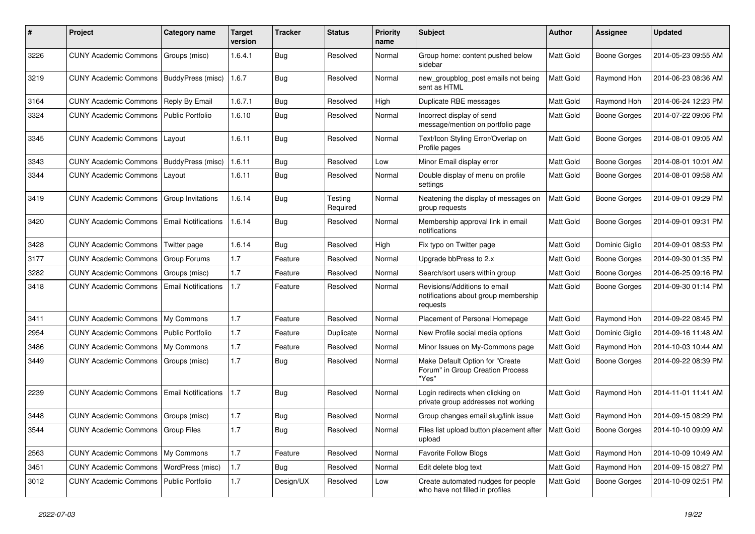| # | Project | Category name | Target version | Tracker | Status | Priority name | Subject | Author | Assignee | Updated |
|---|---|---|---|---|---|---|---|---|---|---|
| 3226 | CUNY Academic Commons | Groups (misc) | 1.6.4.1 | Bug | Resolved | Normal | Group home: content pushed below sidebar | Matt Gold | Boone Gorges | 2014-05-23 09:55 AM |
| 3219 | CUNY Academic Commons | BuddyPress (misc) | 1.6.7 | Bug | Resolved | Normal | new_groupblog_post emails not being sent as HTML | Matt Gold | Raymond Hoh | 2014-06-23 08:36 AM |
| 3164 | CUNY Academic Commons | Reply By Email | 1.6.7.1 | Bug | Resolved | High | Duplicate RBE messages | Matt Gold | Raymond Hoh | 2014-06-24 12:23 PM |
| 3324 | CUNY Academic Commons | Public Portfolio | 1.6.10 | Bug | Resolved | Normal | Incorrect display of send message/mention on portfolio page | Matt Gold | Boone Gorges | 2014-07-22 09:06 PM |
| 3345 | CUNY Academic Commons | Layout | 1.6.11 | Bug | Resolved | Normal | Text/Icon Styling Error/Overlap on Profile pages | Matt Gold | Boone Gorges | 2014-08-01 09:05 AM |
| 3343 | CUNY Academic Commons | BuddyPress (misc) | 1.6.11 | Bug | Resolved | Low | Minor Email display error | Matt Gold | Boone Gorges | 2014-08-01 10:01 AM |
| 3344 | CUNY Academic Commons | Layout | 1.6.11 | Bug | Resolved | Normal | Double display of menu on profile settings | Matt Gold | Boone Gorges | 2014-08-01 09:58 AM |
| 3419 | CUNY Academic Commons | Group Invitations | 1.6.14 | Bug | Testing Required | Normal | Neatening the display of messages on group requests | Matt Gold | Boone Gorges | 2014-09-01 09:29 PM |
| 3420 | CUNY Academic Commons | Email Notifications | 1.6.14 | Bug | Resolved | Normal | Membership approval link in email notifications | Matt Gold | Boone Gorges | 2014-09-01 09:31 PM |
| 3428 | CUNY Academic Commons | Twitter page | 1.6.14 | Bug | Resolved | High | Fix typo on Twitter page | Matt Gold | Dominic Giglio | 2014-09-01 08:53 PM |
| 3177 | CUNY Academic Commons | Group Forums | 1.7 | Feature | Resolved | Normal | Upgrade bbPress to 2.x | Matt Gold | Boone Gorges | 2014-09-30 01:35 PM |
| 3282 | CUNY Academic Commons | Groups (misc) | 1.7 | Feature | Resolved | Normal | Search/sort users within group | Matt Gold | Boone Gorges | 2014-06-25 09:16 PM |
| 3418 | CUNY Academic Commons | Email Notifications | 1.7 | Feature | Resolved | Normal | Revisions/Additions to email notifications about group membership requests | Matt Gold | Boone Gorges | 2014-09-30 01:14 PM |
| 3411 | CUNY Academic Commons | My Commons | 1.7 | Feature | Resolved | Normal | Placement of Personal Homepage | Matt Gold | Raymond Hoh | 2014-09-22 08:45 PM |
| 2954 | CUNY Academic Commons | Public Portfolio | 1.7 | Feature | Duplicate | Normal | New Profile social media options | Matt Gold | Dominic Giglio | 2014-09-16 11:48 AM |
| 3486 | CUNY Academic Commons | My Commons | 1.7 | Feature | Resolved | Normal | Minor Issues on My-Commons page | Matt Gold | Raymond Hoh | 2014-10-03 10:44 AM |
| 3449 | CUNY Academic Commons | Groups (misc) | 1.7 | Bug | Resolved | Normal | Make Default Option for "Create Forum" in Group Creation Process "Yes" | Matt Gold | Boone Gorges | 2014-09-22 08:39 PM |
| 2239 | CUNY Academic Commons | Email Notifications | 1.7 | Bug | Resolved | Normal | Login redirects when clicking on private group addresses not working | Matt Gold | Raymond Hoh | 2014-11-01 11:41 AM |
| 3448 | CUNY Academic Commons | Groups (misc) | 1.7 | Bug | Resolved | Normal | Group changes email slug/link issue | Matt Gold | Raymond Hoh | 2014-09-15 08:29 PM |
| 3544 | CUNY Academic Commons | Group Files | 1.7 | Bug | Resolved | Normal | Files list upload button placement after upload | Matt Gold | Boone Gorges | 2014-10-10 09:09 AM |
| 2563 | CUNY Academic Commons | My Commons | 1.7 | Feature | Resolved | Normal | Favorite Follow Blogs | Matt Gold | Raymond Hoh | 2014-10-09 10:49 AM |
| 3451 | CUNY Academic Commons | WordPress (misc) | 1.7 | Bug | Resolved | Normal | Edit delete blog text | Matt Gold | Raymond Hoh | 2014-09-15 08:27 PM |
| 3012 | CUNY Academic Commons | Public Portfolio | 1.7 | Design/UX | Resolved | Low | Create automated nudges for people who have not filled in profiles | Matt Gold | Boone Gorges | 2014-10-09 02:51 PM |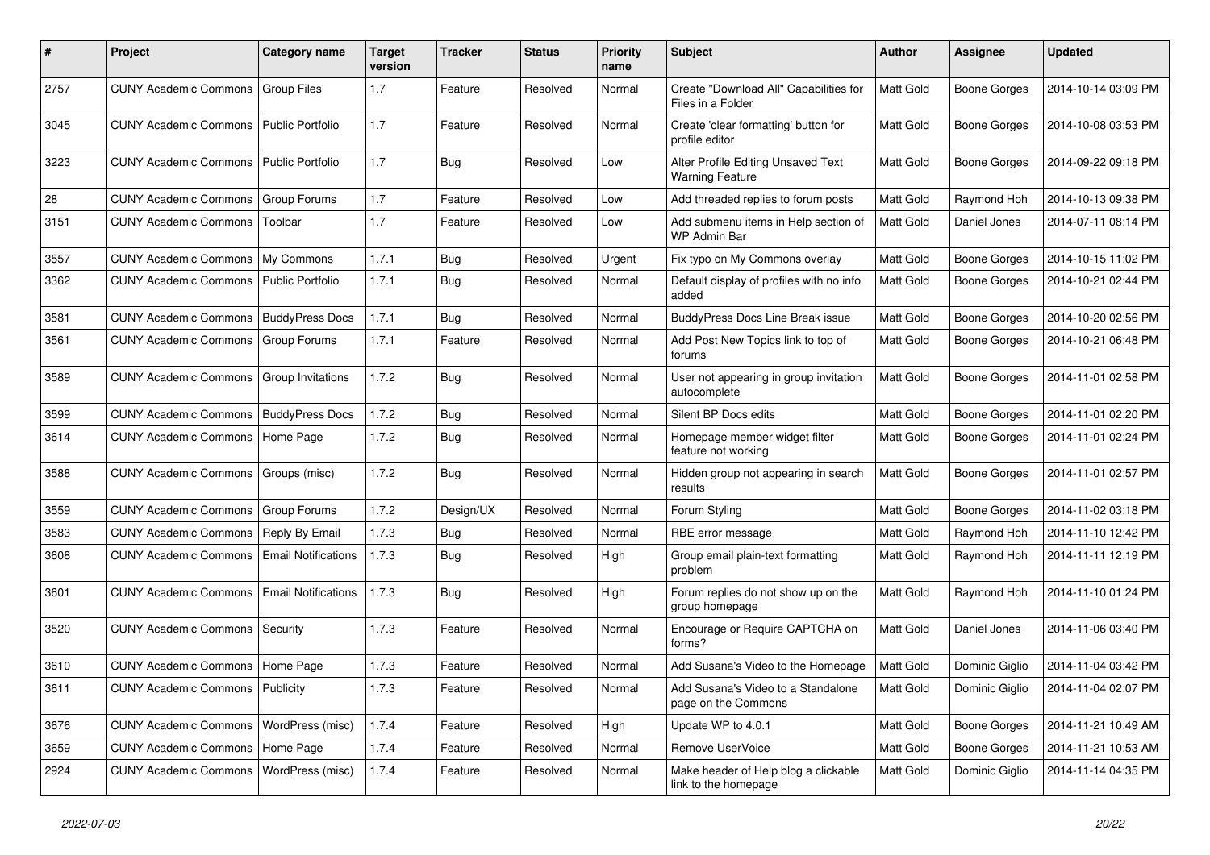| # | Project | Category name | Target version | Tracker | Status | Priority name | Subject | Author | Assignee | Updated |
|---|---|---|---|---|---|---|---|---|---|---|
| 2757 | CUNY Academic Commons | Group Files | 1.7 | Feature | Resolved | Normal | Create "Download All" Capabilities for Files in a Folder | Matt Gold | Boone Gorges | 2014-10-14 03:09 PM |
| 3045 | CUNY Academic Commons | Public Portfolio | 1.7 | Feature | Resolved | Normal | Create 'clear formatting' button for profile editor | Matt Gold | Boone Gorges | 2014-10-08 03:53 PM |
| 3223 | CUNY Academic Commons | Public Portfolio | 1.7 | Bug | Resolved | Low | Alter Profile Editing Unsaved Text Warning Feature | Matt Gold | Boone Gorges | 2014-09-22 09:18 PM |
| 28 | CUNY Academic Commons | Group Forums | 1.7 | Feature | Resolved | Low | Add threaded replies to forum posts | Matt Gold | Raymond Hoh | 2014-10-13 09:38 PM |
| 3151 | CUNY Academic Commons | Toolbar | 1.7 | Feature | Resolved | Low | Add submenu items in Help section of WP Admin Bar | Matt Gold | Daniel Jones | 2014-07-11 08:14 PM |
| 3557 | CUNY Academic Commons | My Commons | 1.7.1 | Bug | Resolved | Urgent | Fix typo on My Commons overlay | Matt Gold | Boone Gorges | 2014-10-15 11:02 PM |
| 3362 | CUNY Academic Commons | Public Portfolio | 1.7.1 | Bug | Resolved | Normal | Default display of profiles with no info added | Matt Gold | Boone Gorges | 2014-10-21 02:44 PM |
| 3581 | CUNY Academic Commons | BuddyPress Docs | 1.7.1 | Bug | Resolved | Normal | BuddyPress Docs Line Break issue | Matt Gold | Boone Gorges | 2014-10-20 02:56 PM |
| 3561 | CUNY Academic Commons | Group Forums | 1.7.1 | Feature | Resolved | Normal | Add Post New Topics link to top of forums | Matt Gold | Boone Gorges | 2014-10-21 06:48 PM |
| 3589 | CUNY Academic Commons | Group Invitations | 1.7.2 | Bug | Resolved | Normal | User not appearing in group invitation autocomplete | Matt Gold | Boone Gorges | 2014-11-01 02:58 PM |
| 3599 | CUNY Academic Commons | BuddyPress Docs | 1.7.2 | Bug | Resolved | Normal | Silent BP Docs edits | Matt Gold | Boone Gorges | 2014-11-01 02:20 PM |
| 3614 | CUNY Academic Commons | Home Page | 1.7.2 | Bug | Resolved | Normal | Homepage member widget filter feature not working | Matt Gold | Boone Gorges | 2014-11-01 02:24 PM |
| 3588 | CUNY Academic Commons | Groups (misc) | 1.7.2 | Bug | Resolved | Normal | Hidden group not appearing in search results | Matt Gold | Boone Gorges | 2014-11-01 02:57 PM |
| 3559 | CUNY Academic Commons | Group Forums | 1.7.2 | Design/UX | Resolved | Normal | Forum Styling | Matt Gold | Boone Gorges | 2014-11-02 03:18 PM |
| 3583 | CUNY Academic Commons | Reply By Email | 1.7.3 | Bug | Resolved | Normal | RBE error message | Matt Gold | Raymond Hoh | 2014-11-10 12:42 PM |
| 3608 | CUNY Academic Commons | Email Notifications | 1.7.3 | Bug | Resolved | High | Group email plain-text formatting problem | Matt Gold | Raymond Hoh | 2014-11-11 12:19 PM |
| 3601 | CUNY Academic Commons | Email Notifications | 1.7.3 | Bug | Resolved | High | Forum replies do not show up on the group homepage | Matt Gold | Raymond Hoh | 2014-11-10 01:24 PM |
| 3520 | CUNY Academic Commons | Security | 1.7.3 | Feature | Resolved | Normal | Encourage or Require CAPTCHA on forms? | Matt Gold | Daniel Jones | 2014-11-06 03:40 PM |
| 3610 | CUNY Academic Commons | Home Page | 1.7.3 | Feature | Resolved | Normal | Add Susana's Video to the Homepage | Matt Gold | Dominic Giglio | 2014-11-04 03:42 PM |
| 3611 | CUNY Academic Commons | Publicity | 1.7.3 | Feature | Resolved | Normal | Add Susana's Video to a Standalone page on the Commons | Matt Gold | Dominic Giglio | 2014-11-04 02:07 PM |
| 3676 | CUNY Academic Commons | WordPress (misc) | 1.7.4 | Feature | Resolved | High | Update WP to 4.0.1 | Matt Gold | Boone Gorges | 2014-11-21 10:49 AM |
| 3659 | CUNY Academic Commons | Home Page | 1.7.4 | Feature | Resolved | Normal | Remove UserVoice | Matt Gold | Boone Gorges | 2014-11-21 10:53 AM |
| 2924 | CUNY Academic Commons | WordPress (misc) | 1.7.4 | Feature | Resolved | Normal | Make header of Help blog a clickable link to the homepage | Matt Gold | Dominic Giglio | 2014-11-14 04:35 PM |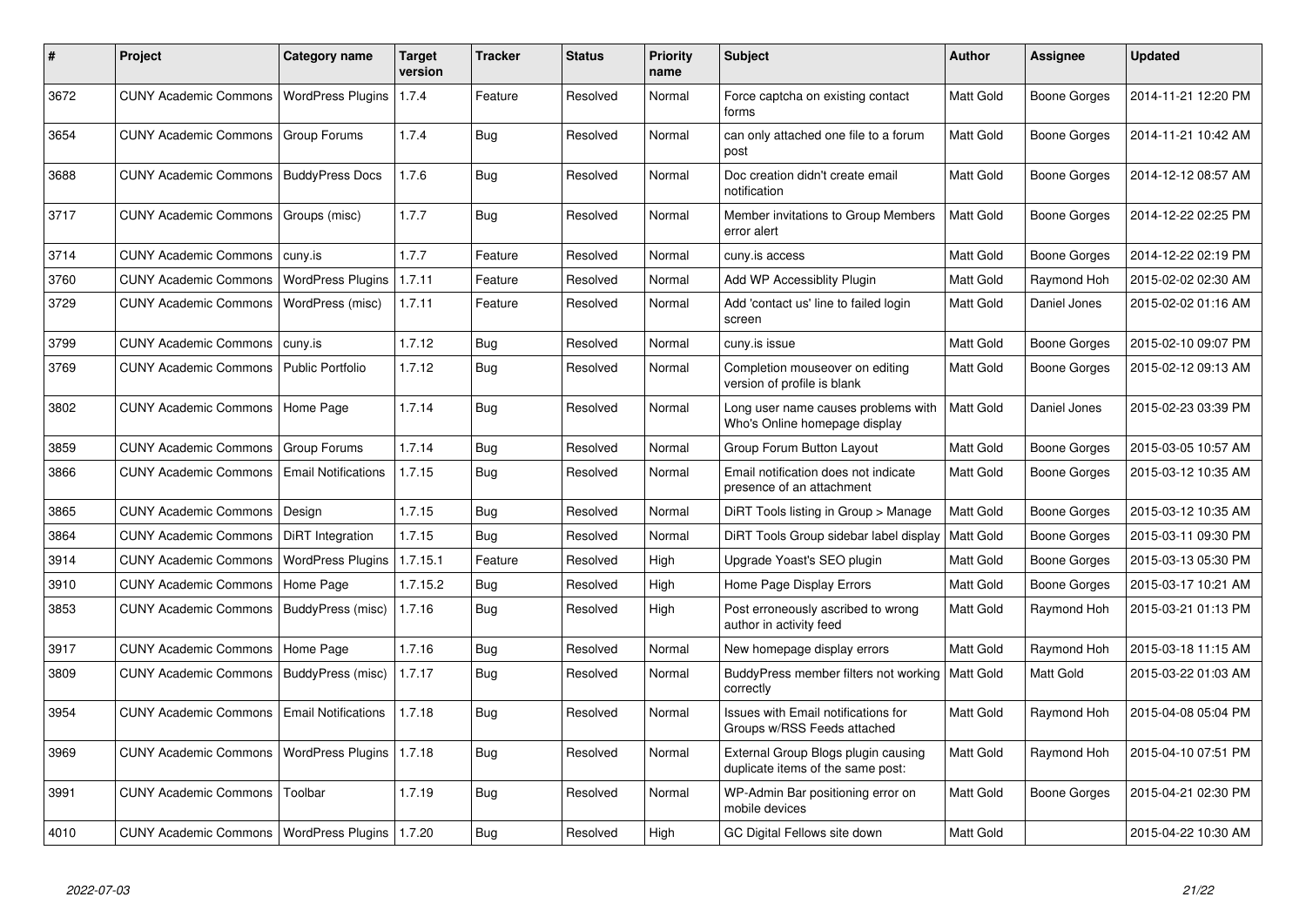| # | Project | Category name | Target version | Tracker | Status | Priority name | Subject | Author | Assignee | Updated |
|---|---|---|---|---|---|---|---|---|---|---|
| 3672 | CUNY Academic Commons | WordPress Plugins | 1.7.4 | Feature | Resolved | Normal | Force captcha on existing contact forms | Matt Gold | Boone Gorges | 2014-11-21 12:20 PM |
| 3654 | CUNY Academic Commons | Group Forums | 1.7.4 | Bug | Resolved | Normal | can only attached one file to a forum post | Matt Gold | Boone Gorges | 2014-11-21 10:42 AM |
| 3688 | CUNY Academic Commons | BuddyPress Docs | 1.7.6 | Bug | Resolved | Normal | Doc creation didn't create email notification | Matt Gold | Boone Gorges | 2014-12-12 08:57 AM |
| 3717 | CUNY Academic Commons | Groups (misc) | 1.7.7 | Bug | Resolved | Normal | Member invitations to Group Members error alert | Matt Gold | Boone Gorges | 2014-12-22 02:25 PM |
| 3714 | CUNY Academic Commons | cuny.is | 1.7.7 | Feature | Resolved | Normal | cuny.is access | Matt Gold | Boone Gorges | 2014-12-22 02:19 PM |
| 3760 | CUNY Academic Commons | WordPress Plugins | 1.7.11 | Feature | Resolved | Normal | Add WP Accessiblity Plugin | Matt Gold | Raymond Hoh | 2015-02-02 02:30 AM |
| 3729 | CUNY Academic Commons | WordPress (misc) | 1.7.11 | Feature | Resolved | Normal | Add 'contact us' line to failed login screen | Matt Gold | Daniel Jones | 2015-02-02 01:16 AM |
| 3799 | CUNY Academic Commons | cuny.is | 1.7.12 | Bug | Resolved | Normal | cuny.is issue | Matt Gold | Boone Gorges | 2015-02-10 09:07 PM |
| 3769 | CUNY Academic Commons | Public Portfolio | 1.7.12 | Bug | Resolved | Normal | Completion mouseover on editing version of profile is blank | Matt Gold | Boone Gorges | 2015-02-12 09:13 AM |
| 3802 | CUNY Academic Commons | Home Page | 1.7.14 | Bug | Resolved | Normal | Long user name causes problems with Who's Online homepage display | Matt Gold | Daniel Jones | 2015-02-23 03:39 PM |
| 3859 | CUNY Academic Commons | Group Forums | 1.7.14 | Bug | Resolved | Normal | Group Forum Button Layout | Matt Gold | Boone Gorges | 2015-03-05 10:57 AM |
| 3866 | CUNY Academic Commons | Email Notifications | 1.7.15 | Bug | Resolved | Normal | Email notification does not indicate presence of an attachment | Matt Gold | Boone Gorges | 2015-03-12 10:35 AM |
| 3865 | CUNY Academic Commons | Design | 1.7.15 | Bug | Resolved | Normal | DiRT Tools listing in Group > Manage | Matt Gold | Boone Gorges | 2015-03-12 10:35 AM |
| 3864 | CUNY Academic Commons | DiRT Integration | 1.7.15 | Bug | Resolved | Normal | DiRT Tools Group sidebar label display | Matt Gold | Boone Gorges | 2015-03-11 09:30 PM |
| 3914 | CUNY Academic Commons | WordPress Plugins | 1.7.15.1 | Feature | Resolved | High | Upgrade Yoast's SEO plugin | Matt Gold | Boone Gorges | 2015-03-13 05:30 PM |
| 3910 | CUNY Academic Commons | Home Page | 1.7.15.2 | Bug | Resolved | High | Home Page Display Errors | Matt Gold | Boone Gorges | 2015-03-17 10:21 AM |
| 3853 | CUNY Academic Commons | BuddyPress (misc) | 1.7.16 | Bug | Resolved | High | Post erroneously ascribed to wrong author in activity feed | Matt Gold | Raymond Hoh | 2015-03-21 01:13 PM |
| 3917 | CUNY Academic Commons | Home Page | 1.7.16 | Bug | Resolved | Normal | New homepage display errors | Matt Gold | Raymond Hoh | 2015-03-18 11:15 AM |
| 3809 | CUNY Academic Commons | BuddyPress (misc) | 1.7.17 | Bug | Resolved | Normal | BuddyPress member filters not working correctly | Matt Gold | Matt Gold | 2015-03-22 01:03 AM |
| 3954 | CUNY Academic Commons | Email Notifications | 1.7.18 | Bug | Resolved | Normal | Issues with Email notifications for Groups w/RSS Feeds attached | Matt Gold | Raymond Hoh | 2015-04-08 05:04 PM |
| 3969 | CUNY Academic Commons | WordPress Plugins | 1.7.18 | Bug | Resolved | Normal | External Group Blogs plugin causing duplicate items of the same post: | Matt Gold | Raymond Hoh | 2015-04-10 07:51 PM |
| 3991 | CUNY Academic Commons | Toolbar | 1.7.19 | Bug | Resolved | Normal | WP-Admin Bar positioning error on mobile devices | Matt Gold | Boone Gorges | 2015-04-21 02:30 PM |
| 4010 | CUNY Academic Commons | WordPress Plugins | 1.7.20 | Bug | Resolved | High | GC Digital Fellows site down | Matt Gold | | 2015-04-22 10:30 AM |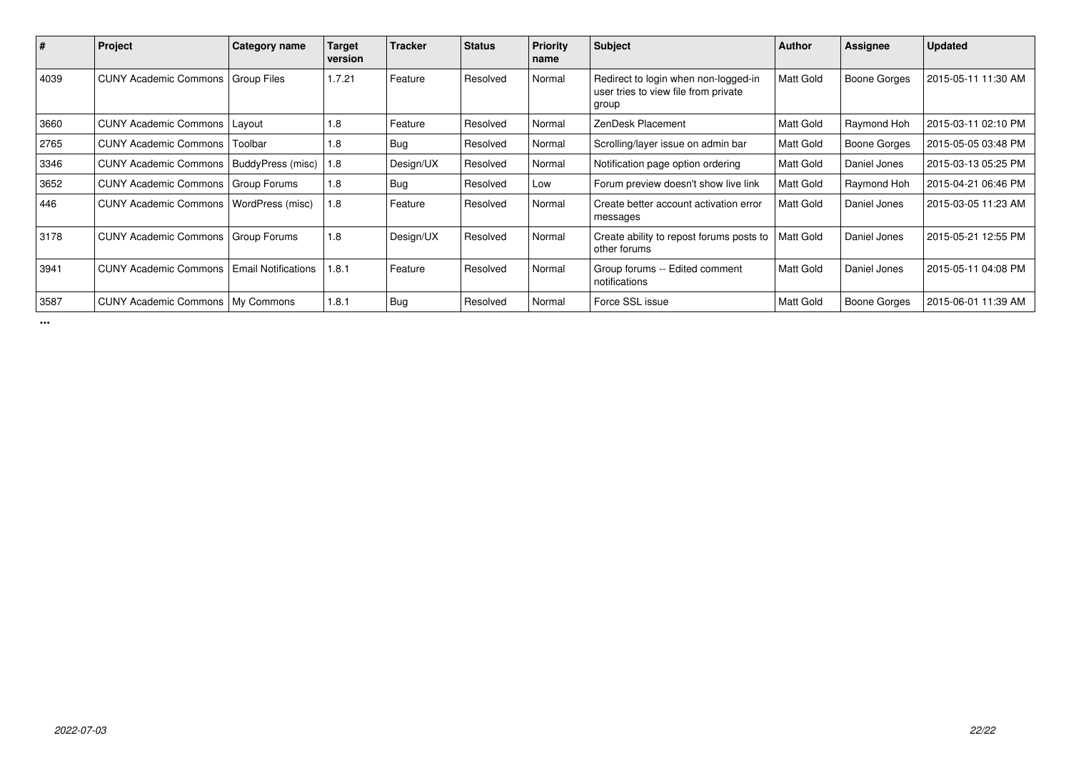| # | Project | Category name | Target version | Tracker | Status | Priority name | Subject | Author | Assignee | Updated |
|---|---|---|---|---|---|---|---|---|---|---|
| 4039 | CUNY Academic Commons | Group Files | 1.7.21 | Feature | Resolved | Normal | Redirect to login when non-logged-in user tries to view file from private group | Matt Gold | Boone Gorges | 2015-05-11 11:30 AM |
| 3660 | CUNY Academic Commons | Layout | 1.8 | Feature | Resolved | Normal | ZenDesk Placement | Matt Gold | Raymond Hoh | 2015-03-11 02:10 PM |
| 2765 | CUNY Academic Commons | Toolbar | 1.8 | Bug | Resolved | Normal | Scrolling/layer issue on admin bar | Matt Gold | Boone Gorges | 2015-05-05 03:48 PM |
| 3346 | CUNY Academic Commons | BuddyPress (misc) | 1.8 | Design/UX | Resolved | Normal | Notification page option ordering | Matt Gold | Daniel Jones | 2015-03-13 05:25 PM |
| 3652 | CUNY Academic Commons | Group Forums | 1.8 | Bug | Resolved | Low | Forum preview doesn't show live link | Matt Gold | Raymond Hoh | 2015-04-21 06:46 PM |
| 446 | CUNY Academic Commons | WordPress (misc) | 1.8 | Feature | Resolved | Normal | Create better account activation error messages | Matt Gold | Daniel Jones | 2015-03-05 11:23 AM |
| 3178 | CUNY Academic Commons | Group Forums | 1.8 | Design/UX | Resolved | Normal | Create ability to repost forums posts to other forums | Matt Gold | Daniel Jones | 2015-05-21 12:55 PM |
| 3941 | CUNY Academic Commons | Email Notifications | 1.8.1 | Feature | Resolved | Normal | Group forums -- Edited comment notifications | Matt Gold | Daniel Jones | 2015-05-11 04:08 PM |
| 3587 | CUNY Academic Commons | My Commons | 1.8.1 | Bug | Resolved | Normal | Force SSL issue | Matt Gold | Boone Gorges | 2015-06-01 11:39 AM |

...